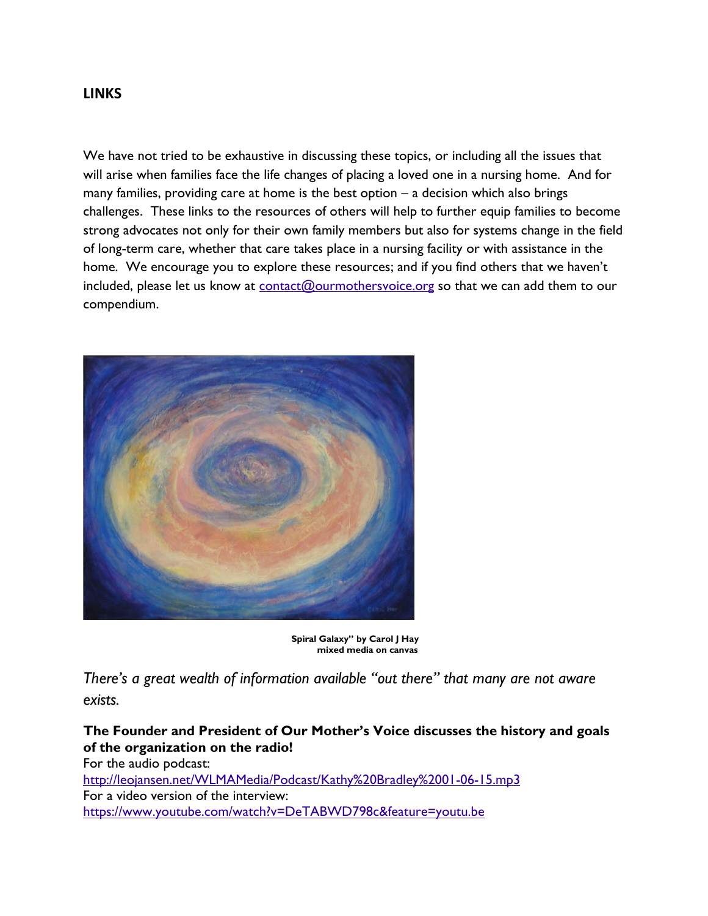## LINKS

We have not tried to be exhaustive in discussing these topics, or including all the issues that will arise when families face the life changes of placing a loved one in a nursing home. And for many families, providing care at home is the best option – a decision which also brings challenges. These links to the resources of others will help to further equip families to become strong advocates not only for their own family members but also for systems change in the field of long-term care, whether that care takes place in a nursing facility or with assistance in the home. We encourage you to explore these resources; and if you find others that we haven't included, please let us know at contact@ourmothersvoice.org so that we can add them to our compendium.

**Spiral Galaxy" by Carol J Hay**
**mixed media on canvas**

*There's a great wealth of information available "out there" that many are not aware exists.*

**The Founder and President of Our Mother's Voice discusses the history and goals of the organization on the radio!**
For the audio podcast:
http://leojansen.net/WLMAMedia/Podcast/Kathy%20Bradley%2001-06-15.mp3
For a video version of the interview:
https://www.youtube.com/watch?v=DeTABWD798c&feature=youtu.be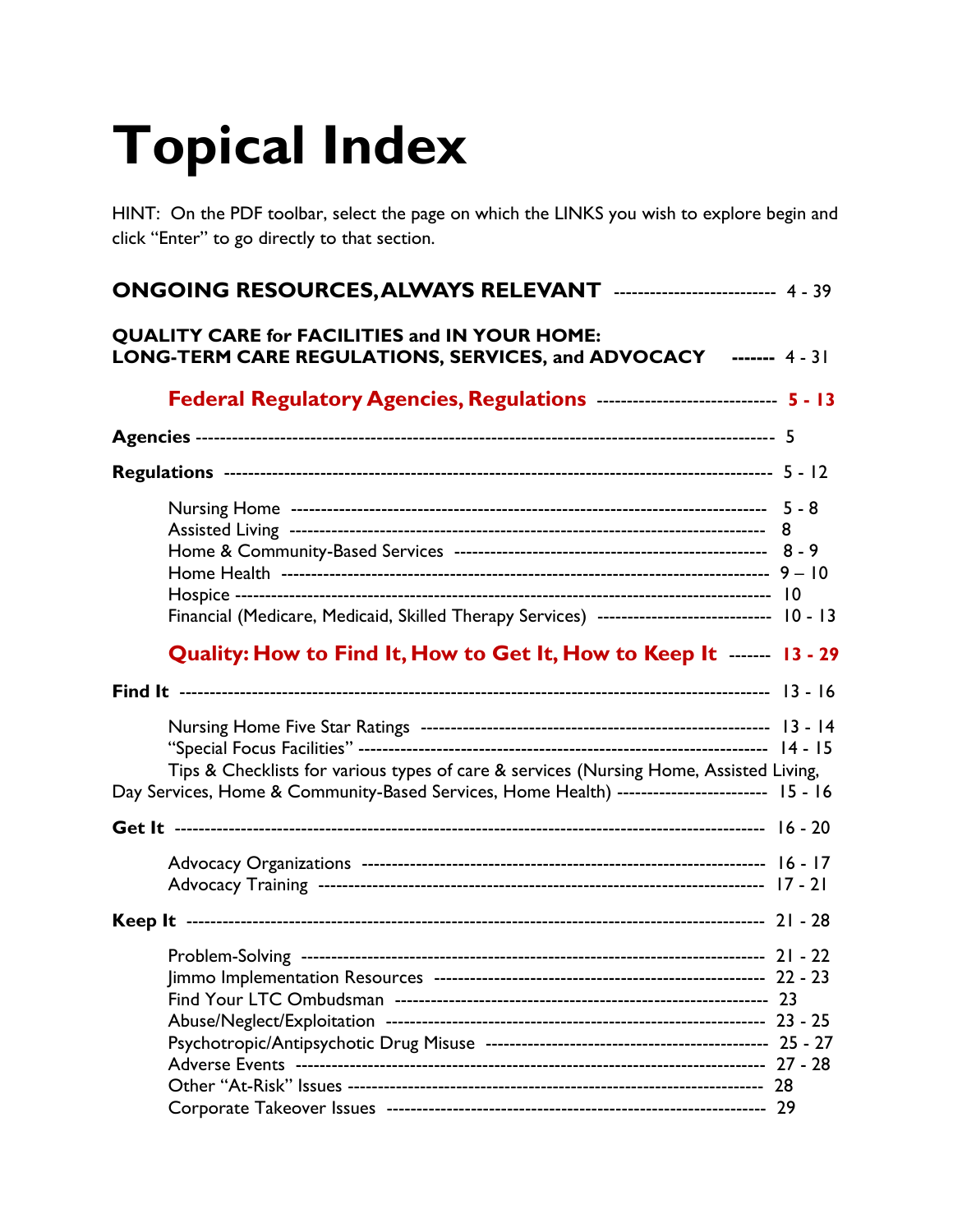# Topical Index

HINT: On the PDF toolbar, select the page on which the LINKS you wish to explore begin and click "Enter" to go directly to that section.

**ONGOING RESOURCES, ALWAYS RELEVANT** -------------------------- 4 - 39

**QUALITY CARE for FACILITIES and IN YOUR HOME:**
**LONG-TERM CARE REGULATIONS, SERVICES, and ADVOCACY** ------- 4 - 31

## Federal Regulatory Agencies, Regulations ----------------------------- 5 - 13

**Agencies** ------------------------------------------------------------------------------------------ 5

**Regulations** ----------------------------------------------------------------------------------- 5 - 12

- Nursing Home --------------------------------------------------------------------------- 5 - 8
- Assisted Living --------------------------------------------------------------------------- 8
- Home & Community-Based Services -------------------------------------------------- 8 - 9
- Home Health ----------------------------------------------------------------------------- 9 – 10
- Hospice ------------------------------------------------------------------------------------- 10
- Financial (Medicare, Medicaid, Skilled Therapy Services) ---------------------------- 10 - 13

## Quality: How to Find It, How to Get It, How to Keep It ------- 13 - 29

**Find It** -------------------------------------------------------------------------------------- 13 - 16

- Nursing Home Five Star Ratings -------------------------------------------------------- 13 - 14
- "Special Focus Facilities" ---------------------------------------------------------------- 14 - 15
- Tips & Checklists for various types of care & services (Nursing Home, Assisted Living, Day Services, Home & Community-Based Services, Home Health) ------------------------ 15 - 16

**Get It** --------------------------------------------------------------------------------------- 16 - 20

- Advocacy Organizations ----------------------------------------------------------------- 16 - 17
- Advocacy Training ------------------------------------------------------------------------ 17 - 21

**Keep It** ------------------------------------------------------------------------------------- 21 - 28

- Problem-Solving ---------------------------------------------------------------------------- 21 - 22
- Jimmo Implementation Resources ------------------------------------------------------ 22 - 23
- Find Your LTC Ombudsman ------------------------------------------------------------- 23
- Abuse/Neglect/Exploitation -------------------------------------------------------------- 23 - 25
- Psychotropic/Antipsychotic Drug Misuse ---------------------------------------------- 25 - 27
- Adverse Events ----------------------------------------------------------------------------- 27 - 28
- Other "At-Risk" Issues -------------------------------------------------------------------- 28
- Corporate Takeover Issues --------------------------------------------------------------- 29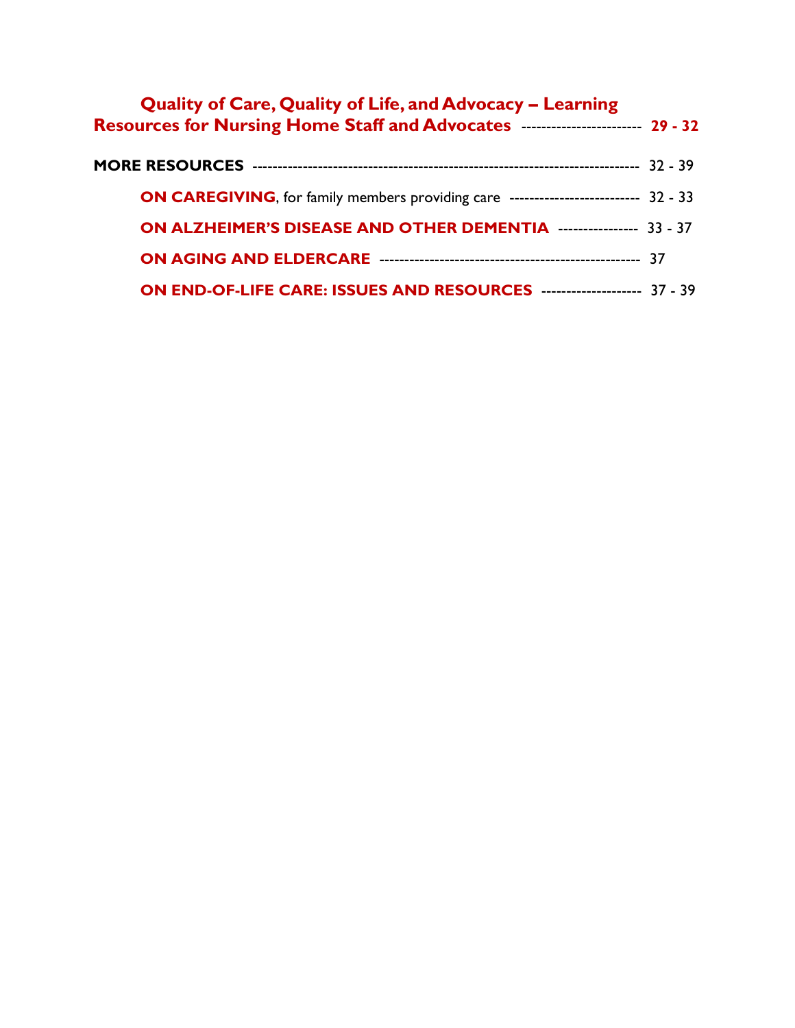**Quality of Care, Quality of Life, and Advocacy – Learning Resources for Nursing Home Staff and Advocates** ----------------------- **29 - 32**

**MORE RESOURCES** ------------------------------------------------------------------------ 32 - 39

- **ON CAREGIVING**, for family members providing care ------------------------- 32 - 33
- **ON ALZHEIMER'S DISEASE AND OTHER DEMENTIA** ---------------- 33 - 37
- **ON AGING AND ELDERCARE** -------------------------------------------------- 37
- **ON END-OF-LIFE CARE: ISSUES AND RESOURCES** ------------------- 37 - 39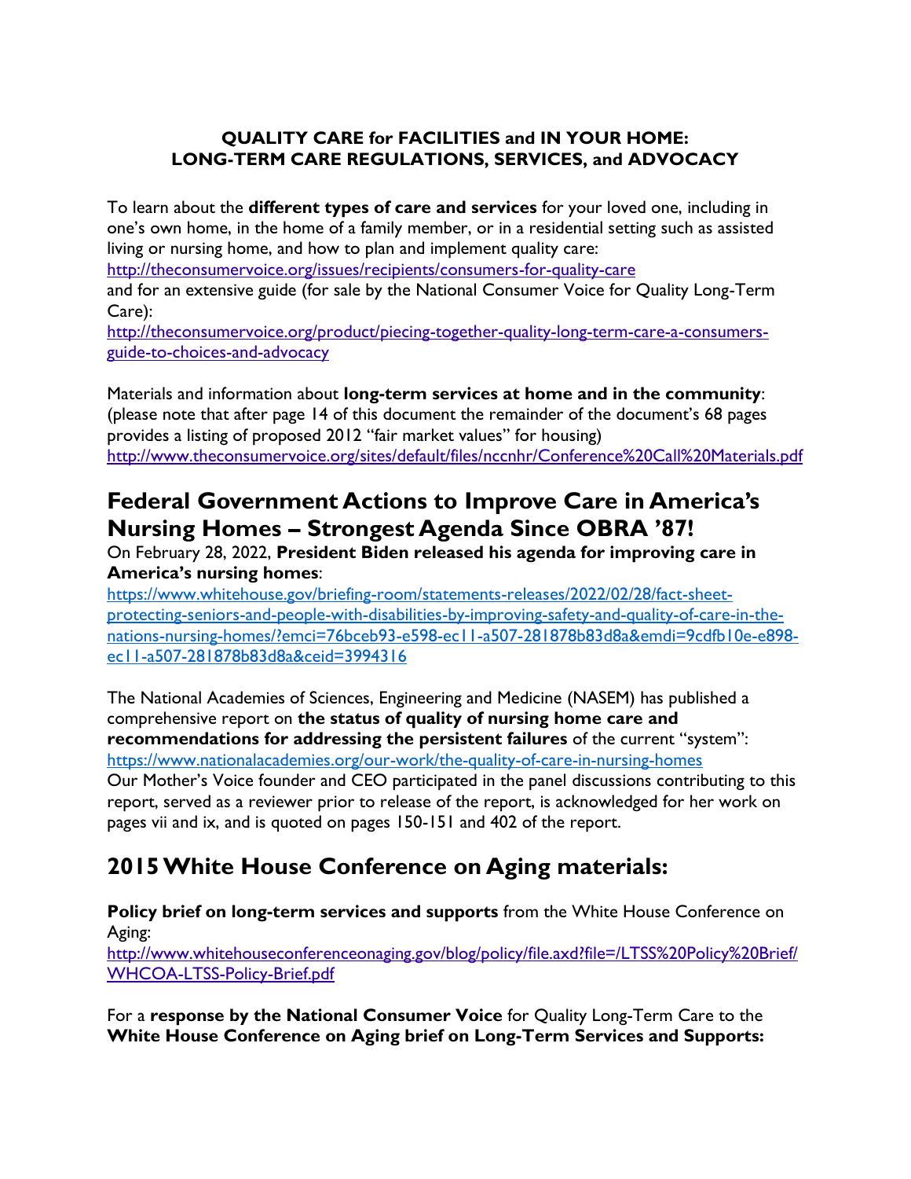**QUALITY CARE for FACILITIES and IN YOUR HOME: LONG-TERM CARE REGULATIONS, SERVICES, and ADVOCACY**

To learn about the **different types of care and services** for your loved one, including in one's own home, in the home of a family member, or in a residential setting such as assisted living or nursing home, and how to plan and implement quality care:
http://theconsumervoice.org/issues/recipients/consumers-for-quality-care
and for an extensive guide (for sale by the National Consumer Voice for Quality Long-Term Care):
http://theconsumervoice.org/product/piecing-together-quality-long-term-care-a-consumers-guide-to-choices-and-advocacy

Materials and information about **long-term services at home and in the community**: (please note that after page 14 of this document the remainder of the document's 68 pages provides a listing of proposed 2012 "fair market values" for housing)
http://www.theconsumervoice.org/sites/default/files/nccnhr/Conference%20Call%20Materials.pdf

## Federal Government Actions to Improve Care in America's Nursing Homes – Strongest Agenda Since OBRA '87!

On February 28, 2022, **President Biden released his agenda for improving care in America's nursing homes**:
https://www.whitehouse.gov/briefing-room/statements-releases/2022/02/28/fact-sheet-protecting-seniors-and-people-with-disabilities-by-improving-safety-and-quality-of-care-in-the-nations-nursing-homes/?emci=76bceb93-e598-ec11-a507-281878b83d8a&emdi=9cdfb10e-e898-ec11-a507-281878b83d8a&ceid=3994316

The National Academies of Sciences, Engineering and Medicine (NASEM) has published a comprehensive report on **the status of quality of nursing home care and recommendations for addressing the persistent failures** of the current "system":
https://www.nationalacademies.org/our-work/the-quality-of-care-in-nursing-homes
Our Mother's Voice founder and CEO participated in the panel discussions contributing to this report, served as a reviewer prior to release of the report, is acknowledged for her work on pages vii and ix, and is quoted on pages 150-151 and 402 of the report.

## 2015 White House Conference on Aging materials:

**Policy brief on long-term services and supports** from the White House Conference on Aging:
http://www.whitehouseconferenceonaging.gov/blog/policy/file.axd?file=/LTSS%20Policy%20Brief/WHCOA-LTSS-Policy-Brief.pdf

For a **response by the National Consumer Voice** for Quality Long-Term Care to the **White House Conference on Aging brief on Long-Term Services and Supports:**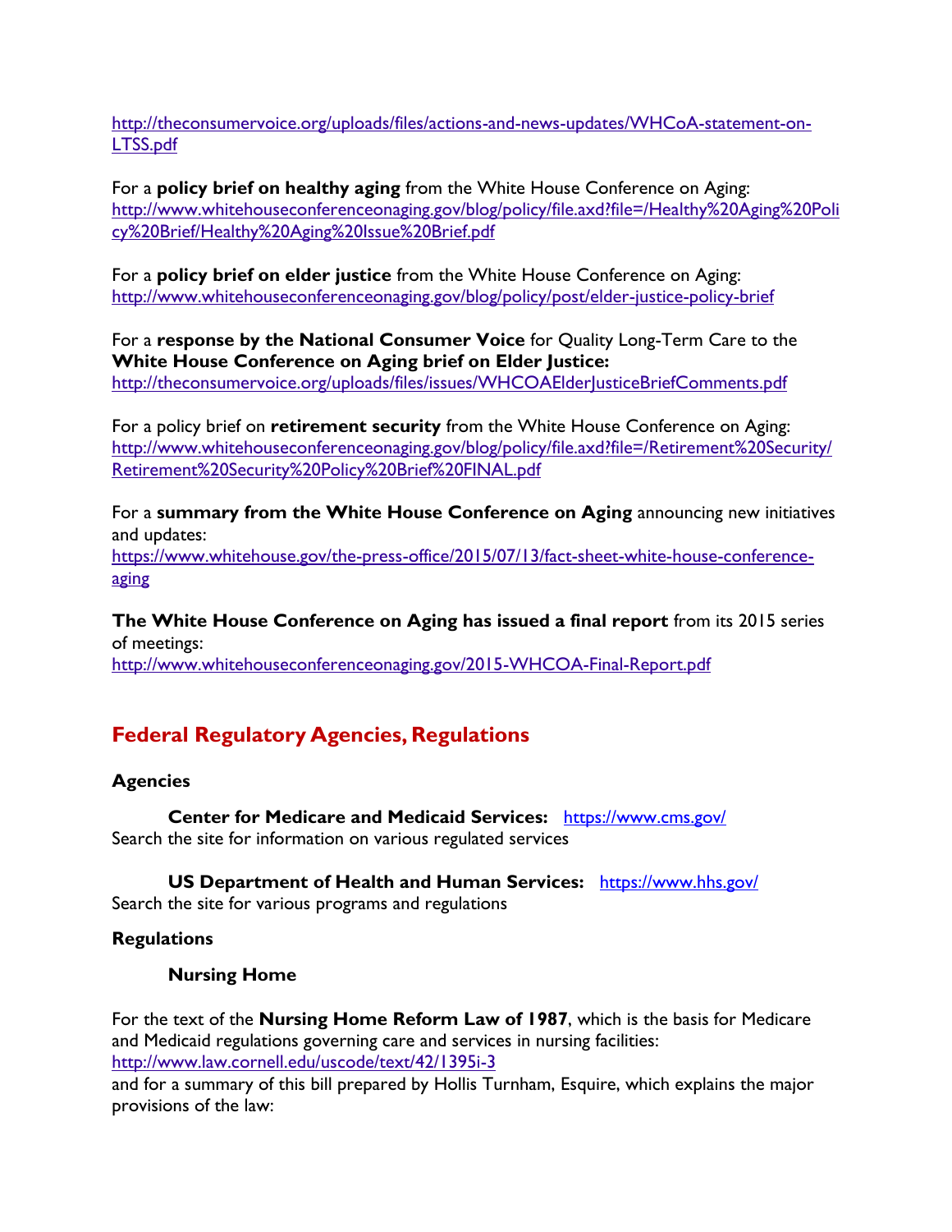http://theconsumervoice.org/uploads/files/actions-and-news-updates/WHCoA-statement-on-LTSS.pdf

For a **policy brief on healthy aging** from the White House Conference on Aging: http://www.whitehouseconferenceonaging.gov/blog/policy/file.axd?file=/Healthy%20Aging%20Policy%20Brief/Healthy%20Aging%20Issue%20Brief.pdf

For a **policy brief on elder justice** from the White House Conference on Aging: http://www.whitehouseconferenceonaging.gov/blog/policy/post/elder-justice-policy-brief

For a **response by the National Consumer Voice** for Quality Long-Term Care to the **White House Conference on Aging brief on Elder Justice:** http://theconsumervoice.org/uploads/files/issues/WHCOAElderJusticeBriefComments.pdf

For a policy brief on **retirement security** from the White House Conference on Aging: http://www.whitehouseconferenceonaging.gov/blog/policy/file.axd?file=/Retirement%20Security/Retirement%20Security%20Policy%20Brief%20FINAL.pdf

For a **summary from the White House Conference on Aging** announcing new initiatives and updates:
https://www.whitehouse.gov/the-press-office/2015/07/13/fact-sheet-white-house-conference-aging

**The White House Conference on Aging has issued a final report** from its 2015 series of meetings:
http://www.whitehouseconferenceonaging.gov/2015-WHCOA-Final-Report.pdf

## Federal Regulatory Agencies, Regulations

### Agencies

**Center for Medicare and Medicaid Services:** https://www.cms.gov/
Search the site for information on various regulated services

**US Department of Health and Human Services:** https://www.hhs.gov/
Search the site for various programs and regulations

### Regulations

#### Nursing Home

For the text of the **Nursing Home Reform Law of 1987**, which is the basis for Medicare and Medicaid regulations governing care and services in nursing facilities:
http://www.law.cornell.edu/uscode/text/42/1395i-3
and for a summary of this bill prepared by Hollis Turnham, Esquire, which explains the major provisions of the law: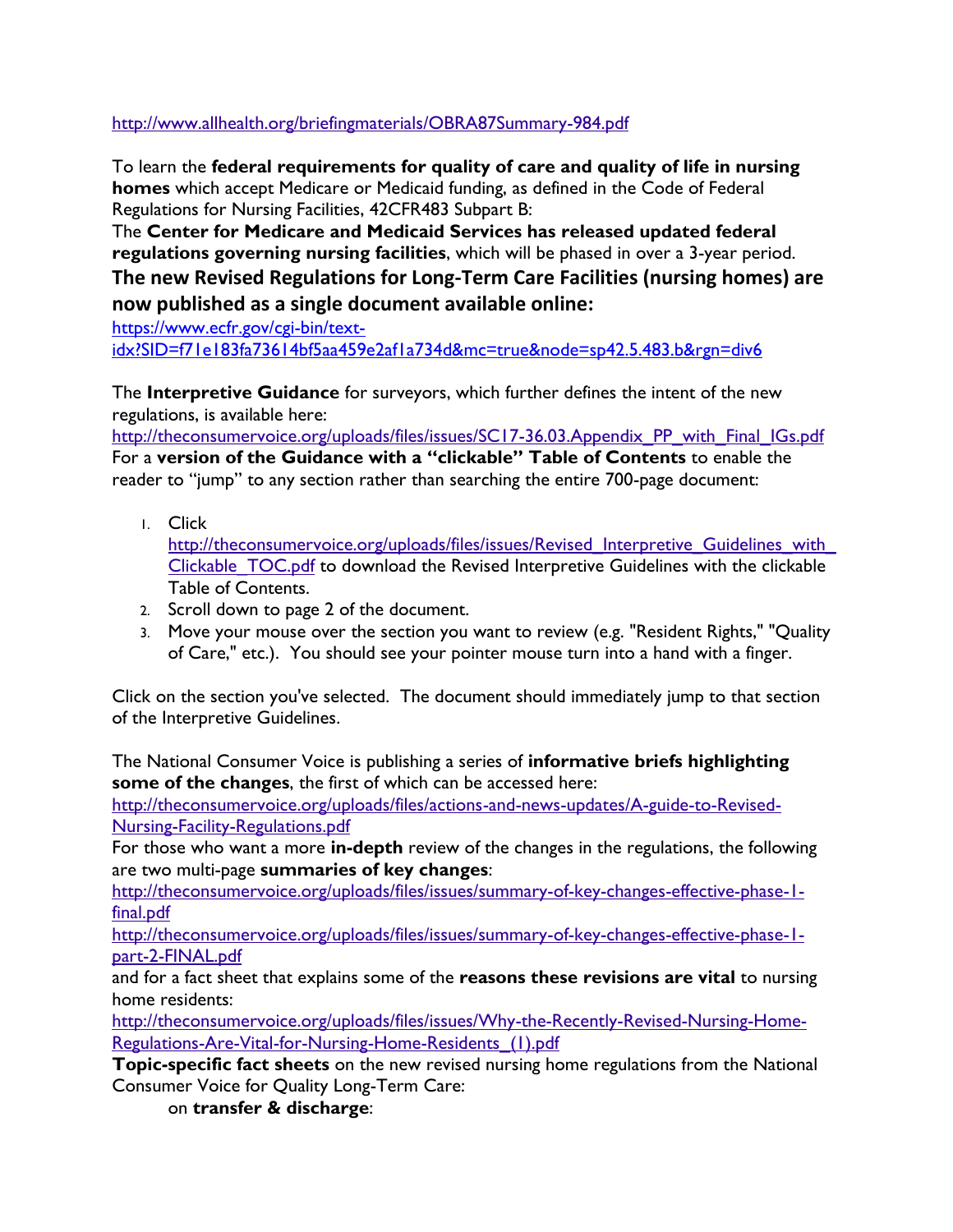http://www.allhealth.org/briefingmaterials/OBRA87Summary-984.pdf

To learn the **federal requirements for quality of care and quality of life in nursing homes** which accept Medicare or Medicaid funding, as defined in the Code of Federal Regulations for Nursing Facilities, 42CFR483 Subpart B:
The **Center for Medicare and Medicaid Services has released updated federal regulations governing nursing facilities**, which will be phased in over a 3-year period.
**The new Revised Regulations for Long-Term Care Facilities (nursing homes) are now published as a single document available online:**
https://www.ecfr.gov/cgi-bin/text-idx?SID=f71e183fa73614bf5aa459e2af1a734d&mc=true&node=sp42.5.483.b&rgn=div6

The **Interpretive Guidance** for surveyors, which further defines the intent of the new regulations, is available here:
http://theconsumervoice.org/uploads/files/issues/SC17-36.03.Appendix_PP_with_Final_IGs.pdf
For a **version of the Guidance with a "clickable" Table of Contents** to enable the reader to "jump" to any section rather than searching the entire 700-page document:

1. Click http://theconsumervoice.org/uploads/files/issues/Revised_Interpretive_Guidelines_with_Clickable_TOC.pdf to download the Revised Interpretive Guidelines with the clickable Table of Contents.
2. Scroll down to page 2 of the document.
3. Move your mouse over the section you want to review (e.g. "Resident Rights," "Quality of Care," etc.). You should see your pointer mouse turn into a hand with a finger.

Click on the section you've selected. The document should immediately jump to that section of the Interpretive Guidelines.

The National Consumer Voice is publishing a series of **informative briefs highlighting some of the changes**, the first of which can be accessed here:
http://theconsumervoice.org/uploads/files/actions-and-news-updates/A-guide-to-Revised-Nursing-Facility-Regulations.pdf
For those who want a more **in-depth** review of the changes in the regulations, the following are two multi-page **summaries of key changes**:
http://theconsumervoice.org/uploads/files/issues/summary-of-key-changes-effective-phase-1-final.pdf
http://theconsumervoice.org/uploads/files/issues/summary-of-key-changes-effective-phase-1-part-2-FINAL.pdf
and for a fact sheet that explains some of the **reasons these revisions are vital** to nursing home residents:
http://theconsumervoice.org/uploads/files/issues/Why-the-Recently-Revised-Nursing-Home-Regulations-Are-Vital-for-Nursing-Home-Residents_(1).pdf
**Topic-specific fact sheets** on the new revised nursing home regulations from the National Consumer Voice for Quality Long-Term Care:

on **transfer & discharge**: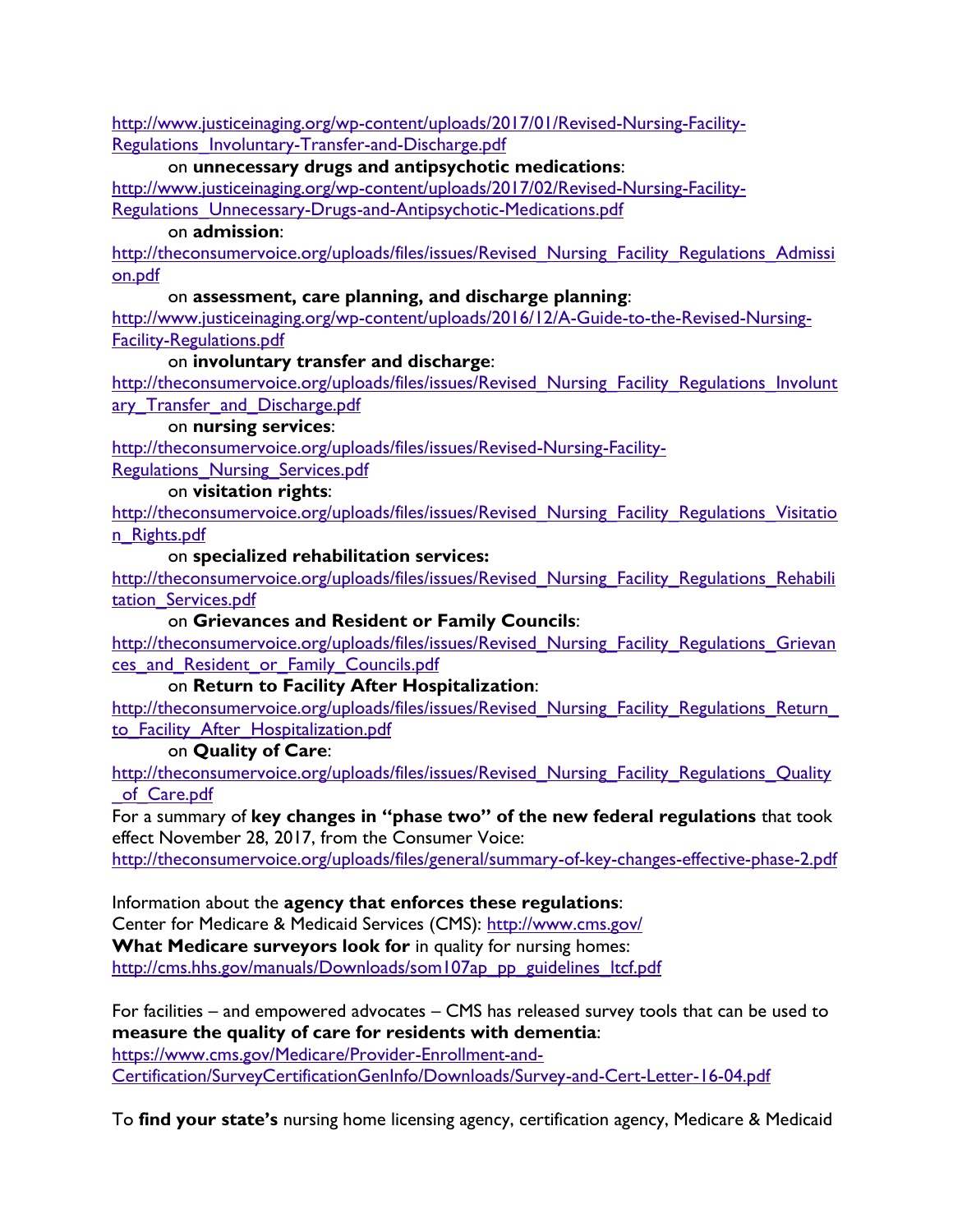http://www.justiceinaging.org/wp-content/uploads/2017/01/Revised-Nursing-Facility-Regulations_Involuntary-Transfer-and-Discharge.pdf

on **unnecessary drugs and antipsychotic medications**:
http://www.justiceinaging.org/wp-content/uploads/2017/02/Revised-Nursing-Facility-Regulations_Unnecessary-Drugs-and-Antipsychotic-Medications.pdf

on **admission**:
http://theconsumervoice.org/uploads/files/issues/Revised_Nursing_Facility_Regulations_Admission.pdf

on **assessment, care planning, and discharge planning**:
http://www.justiceinaging.org/wp-content/uploads/2016/12/A-Guide-to-the-Revised-Nursing-Facility-Regulations.pdf

on **involuntary transfer and discharge**:
http://theconsumervoice.org/uploads/files/issues/Revised_Nursing_Facility_Regulations_Involuntary_Transfer_and_Discharge.pdf

on **nursing services**:
http://theconsumervoice.org/uploads/files/issues/Revised-Nursing-Facility-Regulations_Nursing_Services.pdf

on **visitation rights**:
http://theconsumervoice.org/uploads/files/issues/Revised_Nursing_Facility_Regulations_Visitation_Rights.pdf

on **specialized rehabilitation services:**
http://theconsumervoice.org/uploads/files/issues/Revised_Nursing_Facility_Regulations_Rehabilitation_Services.pdf

on **Grievances and Resident or Family Councils**:
http://theconsumervoice.org/uploads/files/issues/Revised_Nursing_Facility_Regulations_Grievances_and_Resident_or_Family_Councils.pdf

on **Return to Facility After Hospitalization**:
http://theconsumervoice.org/uploads/files/issues/Revised_Nursing_Facility_Regulations_Return_to_Facility_After_Hospitalization.pdf

on **Quality of Care**:
http://theconsumervoice.org/uploads/files/issues/Revised_Nursing_Facility_Regulations_Quality_of_Care.pdf

For a summary of **key changes in "phase two" of the new federal regulations** that took effect November 28, 2017, from the Consumer Voice:
http://theconsumervoice.org/uploads/files/general/summary-of-key-changes-effective-phase-2.pdf

Information about the **agency that enforces these regulations**:
Center for Medicare & Medicaid Services (CMS): http://www.cms.gov/
**What Medicare surveyors look for** in quality for nursing homes:
http://cms.hhs.gov/manuals/Downloads/som107ap_pp_guidelines_ltcf.pdf

For facilities – and empowered advocates – CMS has released survey tools that can be used to **measure the quality of care for residents with dementia**:
https://www.cms.gov/Medicare/Provider-Enrollment-and-Certification/SurveyCertificationGenInfo/Downloads/Survey-and-Cert-Letter-16-04.pdf

To **find your state's** nursing home licensing agency, certification agency, Medicare & Medicaid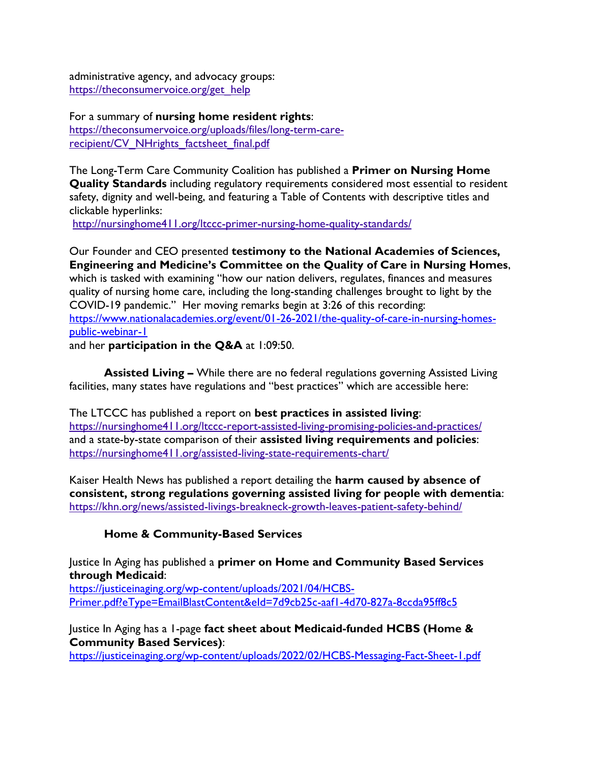administrative agency, and advocacy groups:
https://theconsumervoice.org/get_help

For a summary of **nursing home resident rights**:
https://theconsumervoice.org/uploads/files/long-term-care-recipient/CV_NHrights_factsheet_final.pdf

The Long-Term Care Community Coalition has published a **Primer on Nursing Home Quality Standards** including regulatory requirements considered most essential to resident safety, dignity and well-being, and featuring a Table of Contents with descriptive titles and clickable hyperlinks:
http://nursinghome411.org/ltccc-primer-nursing-home-quality-standards/

Our Founder and CEO presented **testimony to the National Academies of Sciences, Engineering and Medicine's Committee on the Quality of Care in Nursing Homes**, which is tasked with examining "how our nation delivers, regulates, finances and measures quality of nursing home care, including the long-standing challenges brought to light by the COVID-19 pandemic." Her moving remarks begin at 3:26 of this recording:
https://www.nationalacademies.org/event/01-26-2021/the-quality-of-care-in-nursing-homes-public-webinar-1
and her **participation in the Q&A** at 1:09:50.

**Assisted Living –** While there are no federal regulations governing Assisted Living facilities, many states have regulations and "best practices" which are accessible here:

The LTCCC has published a report on **best practices in assisted living**:
https://nursinghome411.org/ltccc-report-assisted-living-promising-policies-and-practices/
and a state-by-state comparison of their **assisted living requirements and policies**:
https://nursinghome411.org/assisted-living-state-requirements-chart/

Kaiser Health News has published a report detailing the **harm caused by absence of consistent, strong regulations governing assisted living for people with dementia**:
https://khn.org/news/assisted-livings-breakneck-growth-leaves-patient-safety-behind/

**Home & Community-Based Services**

Justice In Aging has published a **primer on Home and Community Based Services through Medicaid**:
https://justiceinaging.org/wp-content/uploads/2021/04/HCBS-Primer.pdf?eType=EmailBlastContent&eId=7d9cb25c-aaf1-4d70-827a-8ccda95ff8c5

Justice In Aging has a 1-page **fact sheet about Medicaid-funded HCBS (Home & Community Based Services)**:
https://justiceinaging.org/wp-content/uploads/2022/02/HCBS-Messaging-Fact-Sheet-1.pdf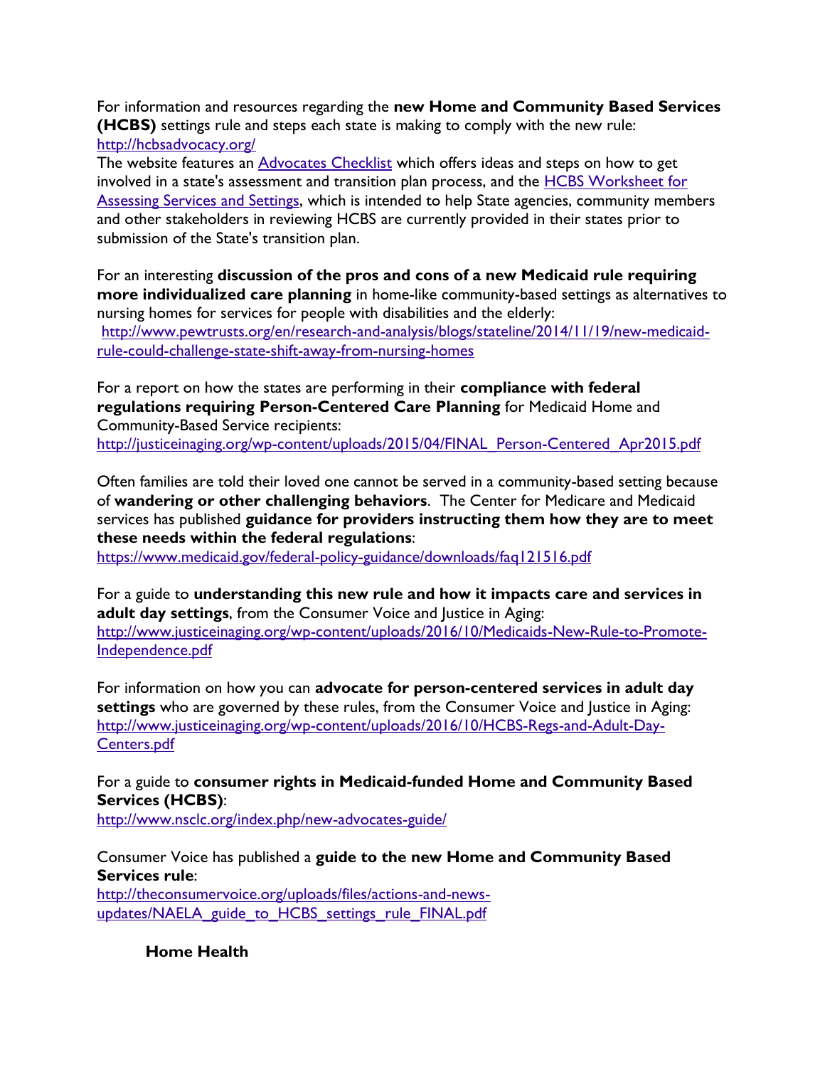For information and resources regarding the **new Home and Community Based Services (HCBS)** settings rule and steps each state is making to comply with the new rule: http://hcbsadvocacy.org/

The website features an Advocates Checklist which offers ideas and steps on how to get involved in a state's assessment and transition plan process, and the HCBS Worksheet for Assessing Services and Settings, which is intended to help State agencies, community members and other stakeholders in reviewing HCBS are currently provided in their states prior to submission of the State's transition plan.

For an interesting **discussion of the pros and cons of a new Medicaid rule requiring more individualized care planning** in home-like community-based settings as alternatives to nursing homes for services for people with disabilities and the elderly:
http://www.pewtrusts.org/en/research-and-analysis/blogs/stateline/2014/11/19/new-medicaid-rule-could-challenge-state-shift-away-from-nursing-homes

For a report on how the states are performing in their **compliance with federal regulations requiring Person-Centered Care Planning** for Medicaid Home and Community-Based Service recipients:
http://justiceinaging.org/wp-content/uploads/2015/04/FINAL_Person-Centered_Apr2015.pdf

Often families are told their loved one cannot be served in a community-based setting because of **wandering or other challenging behaviors**. The Center for Medicare and Medicaid services has published **guidance for providers instructing them how they are to meet these needs within the federal regulations**:
https://www.medicaid.gov/federal-policy-guidance/downloads/faq121516.pdf

For a guide to **understanding this new rule and how it impacts care and services in adult day settings**, from the Consumer Voice and Justice in Aging:
http://www.justiceinaging.org/wp-content/uploads/2016/10/Medicaids-New-Rule-to-Promote-Independence.pdf

For information on how you can **advocate for person-centered services in adult day settings** who are governed by these rules, from the Consumer Voice and Justice in Aging:
http://www.justiceinaging.org/wp-content/uploads/2016/10/HCBS-Regs-and-Adult-Day-Centers.pdf

For a guide to **consumer rights in Medicaid-funded Home and Community Based Services (HCBS)**:
http://www.nsclc.org/index.php/new-advocates-guide/

Consumer Voice has published a **guide to the new Home and Community Based Services rule**:
http://theconsumervoice.org/uploads/files/actions-and-news-updates/NAELA_guide_to_HCBS_settings_rule_FINAL.pdf

### Home Health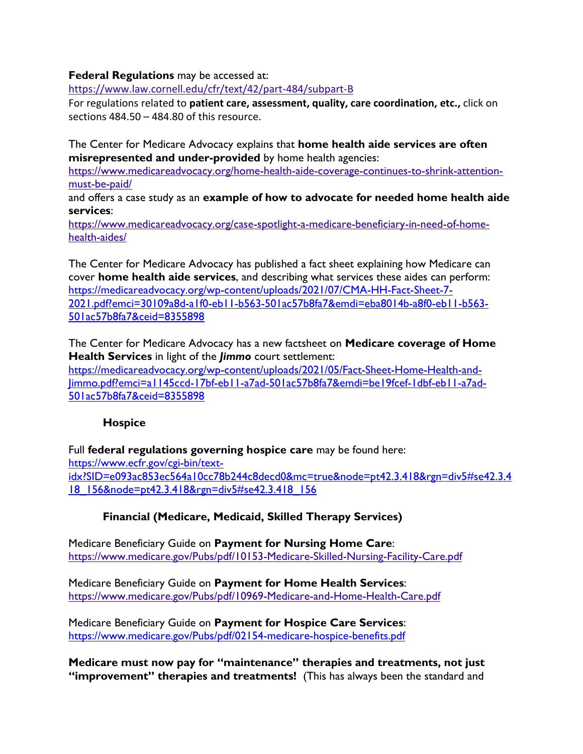**Federal Regulations** may be accessed at:
https://www.law.cornell.edu/cfr/text/42/part-484/subpart-B
For regulations related to **patient care, assessment, quality, care coordination, etc.,** click on sections 484.50 – 484.80 of this resource.

The Center for Medicare Advocacy explains that **home health aide services are often misrepresented and under-provided** by home health agencies:
https://www.medicareadvocacy.org/home-health-aide-coverage-continues-to-shrink-attention-must-be-paid/
and offers a case study as an **example of how to advocate for needed home health aide services**:
https://www.medicareadvocacy.org/case-spotlight-a-medicare-beneficiary-in-need-of-home-health-aides/

The Center for Medicare Advocacy has published a fact sheet explaining how Medicare can cover **home health aide services**, and describing what services these aides can perform:
https://medicareadvocacy.org/wp-content/uploads/2021/07/CMA-HH-Fact-Sheet-7-2021.pdf?emci=30109a8d-a1f0-eb11-b563-501ac57b8fa7&emdi=eba8014b-a8f0-eb11-b563-501ac57b8fa7&ceid=8355898

The Center for Medicare Advocacy has a new factsheet on **Medicare coverage of Home Health Services** in light of the ***Jimmo*** court settlement:
https://medicareadvocacy.org/wp-content/uploads/2021/05/Fact-Sheet-Home-Health-and-Jimmo.pdf?emci=a1145ccd-17bf-eb11-a7ad-501ac57b8fa7&emdi=be19fcef-1dbf-eb11-a7ad-501ac57b8fa7&ceid=8355898

### Hospice

Full **federal regulations governing hospice care** may be found here:
https://www.ecfr.gov/cgi-bin/text-idx?SID=e093ac853ec564a10cc78b244c8decd0&mc=true&node=pt42.3.418&rgn=div5#se42.3.418_156&node=pt42.3.418&rgn=div5#se42.3.418_156

### Financial (Medicare, Medicaid, Skilled Therapy Services)

Medicare Beneficiary Guide on **Payment for Nursing Home Care**:
https://www.medicare.gov/Pubs/pdf/10153-Medicare-Skilled-Nursing-Facility-Care.pdf

Medicare Beneficiary Guide on **Payment for Home Health Services**:
https://www.medicare.gov/Pubs/pdf/10969-Medicare-and-Home-Health-Care.pdf

Medicare Beneficiary Guide on **Payment for Hospice Care Services**:
https://www.medicare.gov/Pubs/pdf/02154-medicare-hospice-benefits.pdf

**Medicare must now pay for "maintenance" therapies and treatments, not just "improvement" therapies and treatments!** (This has always been the standard and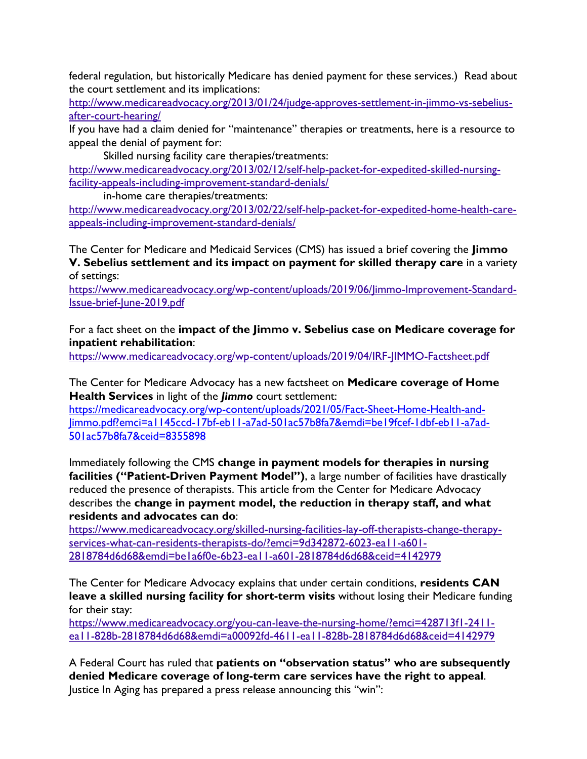federal regulation, but historically Medicare has denied payment for these services.) Read about the court settlement and its implications:
http://www.medicareadvocacy.org/2013/01/24/judge-approves-settlement-in-jimmo-vs-sebelius-after-court-hearing/

If you have had a claim denied for "maintenance" therapies or treatments, here is a resource to appeal the denial of payment for:

Skilled nursing facility care therapies/treatments:
http://www.medicareadvocacy.org/2013/02/12/self-help-packet-for-expedited-skilled-nursing-facility-appeals-including-improvement-standard-denials/

in-home care therapies/treatments:
http://www.medicareadvocacy.org/2013/02/22/self-help-packet-for-expedited-home-health-care-appeals-including-improvement-standard-denials/

The Center for Medicare and Medicaid Services (CMS) has issued a brief covering the **Jimmo V. Sebelius settlement and its impact on payment for skilled therapy care** in a variety of settings:
https://www.medicareadvocacy.org/wp-content/uploads/2019/06/Jimmo-Improvement-Standard-Issue-brief-June-2019.pdf

For a fact sheet on the **impact of the Jimmo v. Sebelius case on Medicare coverage for inpatient rehabilitation**:
https://www.medicareadvocacy.org/wp-content/uploads/2019/04/IRF-JIMMO-Factsheet.pdf

The Center for Medicare Advocacy has a new factsheet on **Medicare coverage of Home Health Services** in light of the ***Jimmo*** court settlement:
https://medicareadvocacy.org/wp-content/uploads/2021/05/Fact-Sheet-Home-Health-and-Jimmo.pdf?emci=a1145ccd-17bf-eb11-a7ad-501ac57b8fa7&emdi=be19fcef-1dbf-eb11-a7ad-501ac57b8fa7&ceid=8355898

Immediately following the CMS **change in payment models for therapies in nursing facilities ("Patient-Driven Payment Model")**, a large number of facilities have drastically reduced the presence of therapists. This article from the Center for Medicare Advocacy describes the **change in payment model, the reduction in therapy staff, and what residents and advocates can do**:
https://www.medicareadvocacy.org/skilled-nursing-facilities-lay-off-therapists-change-therapy-services-what-can-residents-therapists-do/?emci=9d342872-6023-ea11-a601-2818784d6d68&emdi=be1a6f0e-6b23-ea11-a601-2818784d6d68&ceid=4142979

The Center for Medicare Advocacy explains that under certain conditions, **residents CAN leave a skilled nursing facility for short-term visits** without losing their Medicare funding for their stay:
https://www.medicareadvocacy.org/you-can-leave-the-nursing-home/?emci=428713f1-2411-ea11-828b-2818784d6d68&emdi=a00092fd-4611-ea11-828b-2818784d6d68&ceid=4142979

A Federal Court has ruled that **patients on "observation status" who are subsequently denied Medicare coverage of long-term care services have the right to appeal**. Justice In Aging has prepared a press release announcing this "win":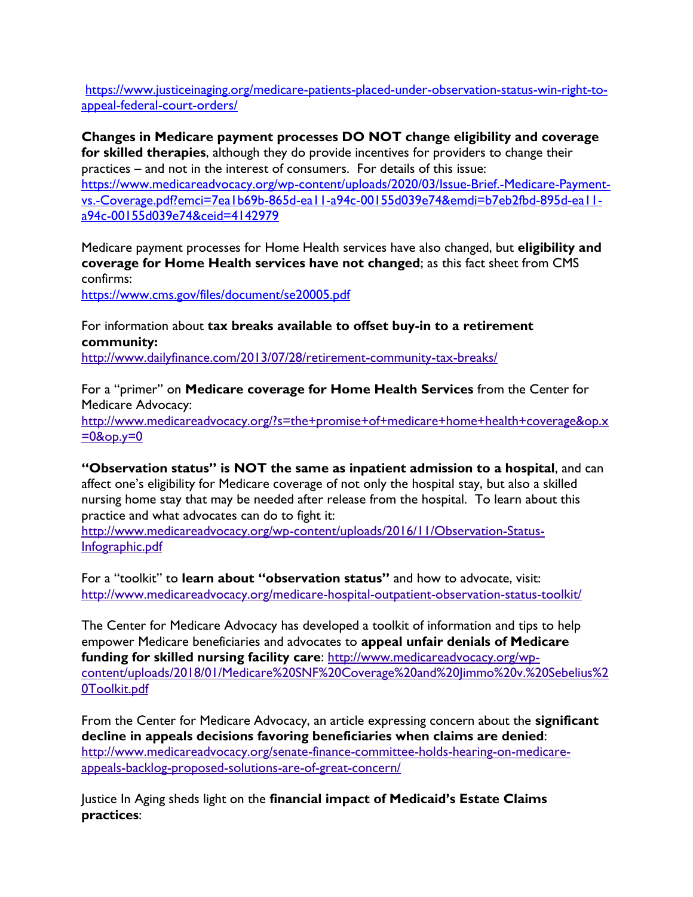https://www.justiceinaging.org/medicare-patients-placed-under-observation-status-win-right-to-appeal-federal-court-orders/

**Changes in Medicare payment processes DO NOT change eligibility and coverage for skilled therapies**, although they do provide incentives for providers to change their practices – and not in the interest of consumers. For details of this issue: https://www.medicareadvocacy.org/wp-content/uploads/2020/03/Issue-Brief.-Medicare-Payment-vs.-Coverage.pdf?emci=7ea1b69b-865d-ea11-a94c-00155d039e74&emdi=b7eb2fbd-895d-ea11-a94c-00155d039e74&ceid=4142979

Medicare payment processes for Home Health services have also changed, but **eligibility and coverage for Home Health services have not changed**; as this fact sheet from CMS confirms:
https://www.cms.gov/files/document/se20005.pdf

For information about **tax breaks available to offset buy-in to a retirement community:**
http://www.dailyfinance.com/2013/07/28/retirement-community-tax-breaks/

For a "primer" on **Medicare coverage for Home Health Services** from the Center for Medicare Advocacy:
http://www.medicareadvocacy.org/?s=the+promise+of+medicare+home+health+coverage&op.x=0&op.y=0

**"Observation status" is NOT the same as inpatient admission to a hospital**, and can affect one's eligibility for Medicare coverage of not only the hospital stay, but also a skilled nursing home stay that may be needed after release from the hospital. To learn about this practice and what advocates can do to fight it:
http://www.medicareadvocacy.org/wp-content/uploads/2016/11/Observation-Status-Infographic.pdf

For a "toolkit" to **learn about "observation status"** and how to advocate, visit:
http://www.medicareadvocacy.org/medicare-hospital-outpatient-observation-status-toolkit/

The Center for Medicare Advocacy has developed a toolkit of information and tips to help empower Medicare beneficiaries and advocates to **appeal unfair denials of Medicare funding for skilled nursing facility care**: http://www.medicareadvocacy.org/wp-content/uploads/2018/01/Medicare%20SNF%20Coverage%20and%20Jimmo%20v.%20Sebelius%20Toolkit.pdf

From the Center for Medicare Advocacy, an article expressing concern about the **significant decline in appeals decisions favoring beneficiaries when claims are denied**:
http://www.medicareadvocacy.org/senate-finance-committee-holds-hearing-on-medicare-appeals-backlog-proposed-solutions-are-of-great-concern/

Justice In Aging sheds light on the **financial impact of Medicaid's Estate Claims practices**: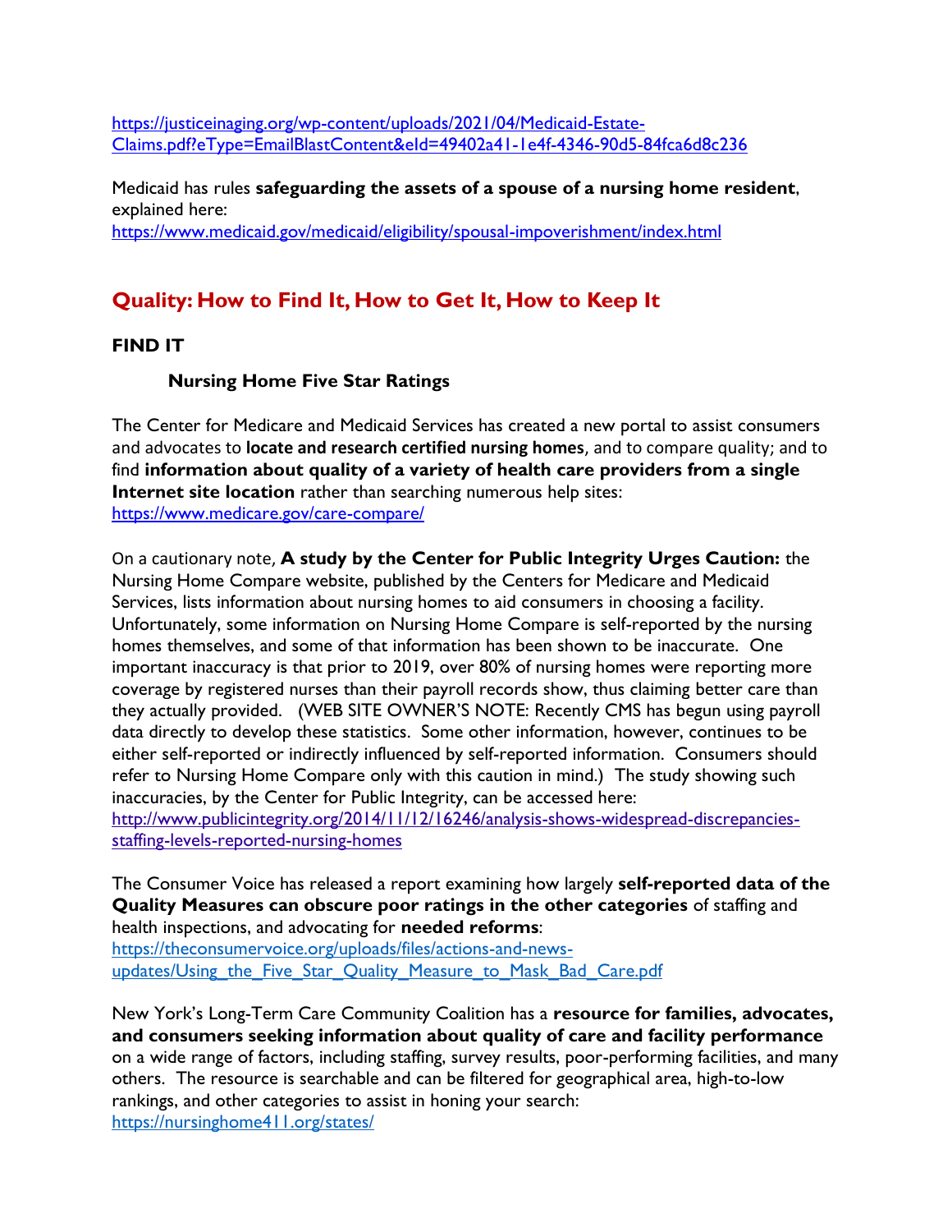https://justiceinaging.org/wp-content/uploads/2021/04/Medicaid-Estate-Claims.pdf?eType=EmailBlastContent&eId=49402a41-1e4f-4346-90d5-84fca6d8c236

Medicaid has rules **safeguarding the assets of a spouse of a nursing home resident**, explained here:
https://www.medicaid.gov/medicaid/eligibility/spousal-impoverishment/index.html

## Quality: How to Find It, How to Get It, How to Keep It

### FIND IT

#### Nursing Home Five Star Ratings

The Center for Medicare and Medicaid Services has created a new portal to assist consumers and advocates to **locate and research certified nursing homes**, and to compare quality; and to find **information about quality of a variety of health care providers from a single Internet site location** rather than searching numerous help sites:
https://www.medicare.gov/care-compare/

On a cautionary note, **A study by the Center for Public Integrity Urges Caution:** the Nursing Home Compare website, published by the Centers for Medicare and Medicaid Services, lists information about nursing homes to aid consumers in choosing a facility. Unfortunately, some information on Nursing Home Compare is self-reported by the nursing homes themselves, and some of that information has been shown to be inaccurate. One important inaccuracy is that prior to 2019, over 80% of nursing homes were reporting more coverage by registered nurses than their payroll records show, thus claiming better care than they actually provided. (WEB SITE OWNER'S NOTE: Recently CMS has begun using payroll data directly to develop these statistics. Some other information, however, continues to be either self-reported or indirectly influenced by self-reported information. Consumers should refer to Nursing Home Compare only with this caution in mind.) The study showing such inaccuracies, by the Center for Public Integrity, can be accessed here:
http://www.publicintegrity.org/2014/11/12/16246/analysis-shows-widespread-discrepancies-staffing-levels-reported-nursing-homes

The Consumer Voice has released a report examining how largely **self-reported data of the Quality Measures can obscure poor ratings in the other categories** of staffing and health inspections, and advocating for **needed reforms**:
https://theconsumervoice.org/uploads/files/actions-and-news-updates/Using_the_Five_Star_Quality_Measure_to_Mask_Bad_Care.pdf

New York's Long-Term Care Community Coalition has a **resource for families, advocates, and consumers seeking information about quality of care and facility performance** on a wide range of factors, including staffing, survey results, poor-performing facilities, and many others. The resource is searchable and can be filtered for geographical area, high-to-low rankings, and other categories to assist in honing your search:
https://nursinghome411.org/states/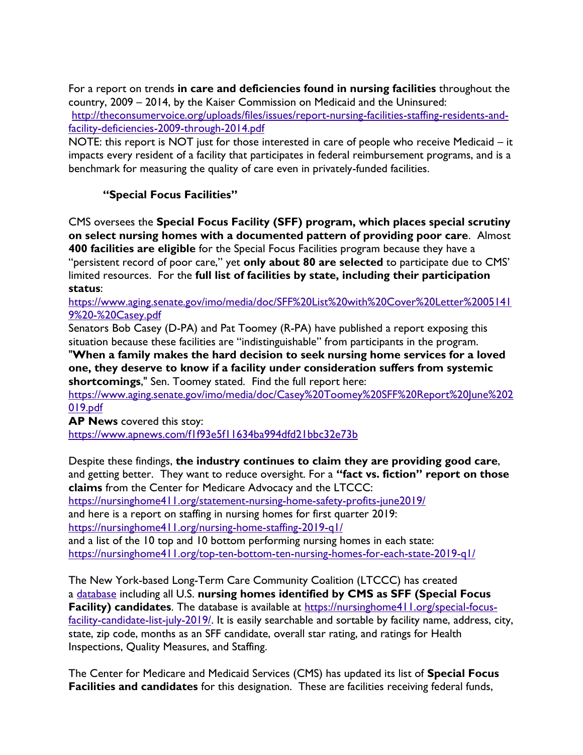For a report on trends **in care and deficiencies found in nursing facilities** throughout the country, 2009 – 2014, by the Kaiser Commission on Medicaid and the Uninsured: [http://theconsumervoice.org/uploads/files/issues/report-nursing-facilities-staffing-residents-and-facility-deficiencies-2009-through-2014.pdf](http://theconsumervoice.org/uploads/files/issues/report-nursing-facilities-staffing-residents-and-facility-deficiencies-2009-through-2014.pdf)

NOTE: this report is NOT just for those interested in care of people who receive Medicaid – it impacts every resident of a facility that participates in federal reimbursement programs, and is a benchmark for measuring the quality of care even in privately-funded facilities.

### "Special Focus Facilities"

CMS oversees the **Special Focus Facility (SFF) program, which places special scrutiny on select nursing homes with a documented pattern of providing poor care**. Almost **400 facilities are eligible** for the Special Focus Facilities program because they have a "persistent record of poor care," yet **only about 80 are selected** to participate due to CMS' limited resources. For the **full list of facilities by state, including their participation status**:

[https://www.aging.senate.gov/imo/media/doc/SFF%20List%20with%20Cover%20Letter%2005141 9%20-%20Casey.pdf](https://www.aging.senate.gov/imo/media/doc/SFF%20List%20with%20Cover%20Letter%20051419%20-%20Casey.pdf)

Senators Bob Casey (D-PA) and Pat Toomey (R-PA) have published a report exposing this situation because these facilities are "indistinguishable" from participants in the program. "**When a family makes the hard decision to seek nursing home services for a loved one, they deserve to know if a facility under consideration suffers from systemic shortcomings**," Sen. Toomey stated. Find the full report here:

[https://www.aging.senate.gov/imo/media/doc/Casey%20Toomey%20SFF%20Report%20June%202019.pdf](https://www.aging.senate.gov/imo/media/doc/Casey%20Toomey%20SFF%20Report%20June%202019.pdf)

**AP News** covered this stoy:
[https://www.apnews.com/f1f93e5f11634ba994dfd21bbc32e73b](https://www.apnews.com/f1f93e5f11634ba994dfd21bbc32e73b)

Despite these findings, **the industry continues to claim they are providing good care**, and getting better. They want to reduce oversight. For a **"fact vs. fiction" report on those claims** from the Center for Medicare Advocacy and the LTCCC:
[https://nursinghome411.org/statement-nursing-home-safety-profits-june2019/](https://nursinghome411.org/statement-nursing-home-safety-profits-june2019/)
and here is a report on staffing in nursing homes for first quarter 2019:
[https://nursinghome411.org/nursing-home-staffing-2019-q1/](https://nursinghome411.org/nursing-home-staffing-2019-q1/)
and a list of the 10 top and 10 bottom performing nursing homes in each state:
[https://nursinghome411.org/top-ten-bottom-ten-nursing-homes-for-each-state-2019-q1/](https://nursinghome411.org/top-ten-bottom-ten-nursing-homes-for-each-state-2019-q1/)

The New York-based Long-Term Care Community Coalition (LTCCC) has created a database including all U.S. **nursing homes identified by CMS as SFF (Special Focus Facility) candidates**. The database is available at [https://nursinghome411.org/special-focus-facility-candidate-list-july-2019/](https://nursinghome411.org/special-focus-facility-candidate-list-july-2019/). It is easily searchable and sortable by facility name, address, city, state, zip code, months as an SFF candidate, overall star rating, and ratings for Health Inspections, Quality Measures, and Staffing.

The Center for Medicare and Medicaid Services (CMS) has updated its list of **Special Focus Facilities and candidates** for this designation. These are facilities receiving federal funds,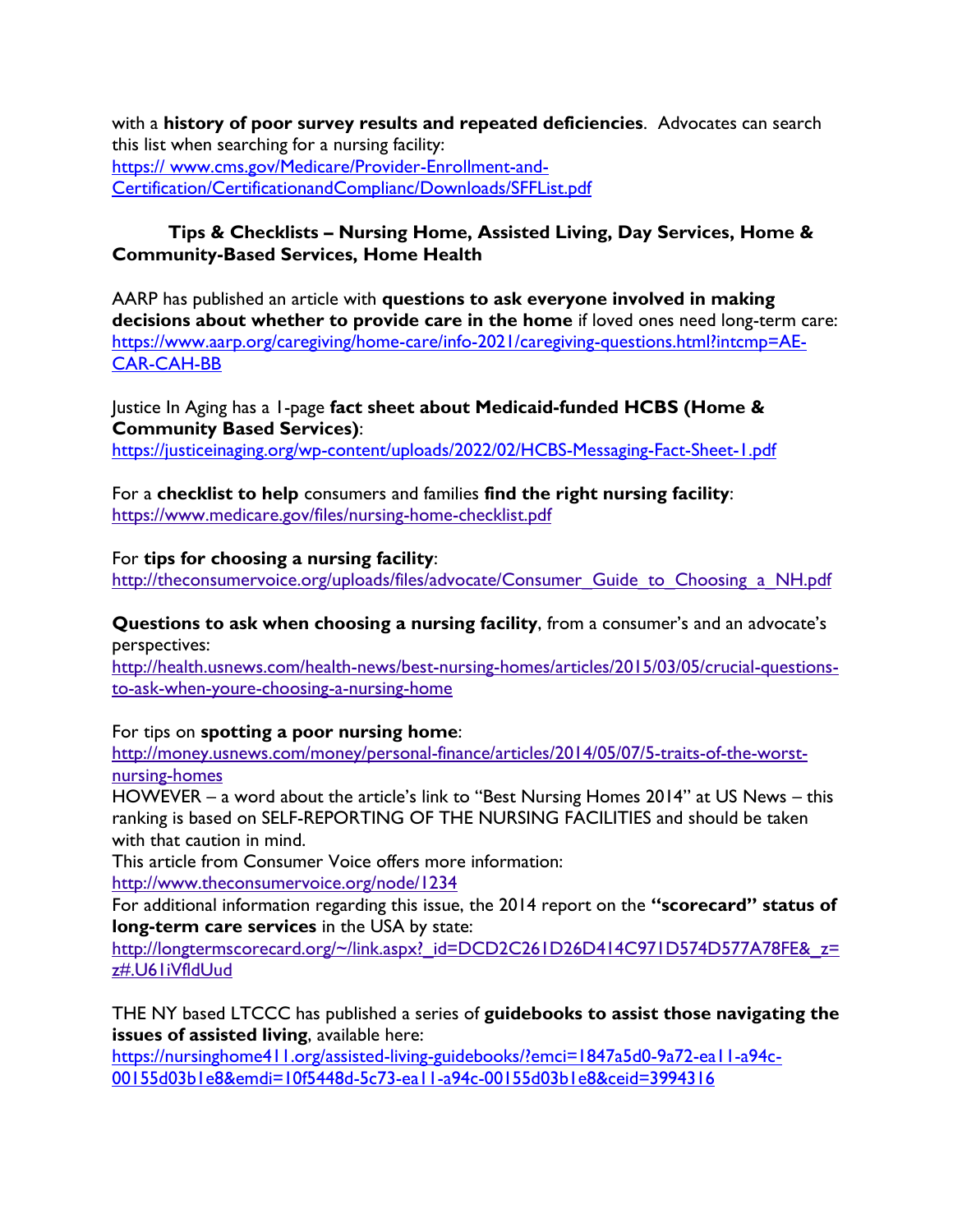with a **history of poor survey results and repeated deficiencies**. Advocates can search this list when searching for a nursing facility:
https:// www.cms.gov/Medicare/Provider-Enrollment-and-Certification/CertificationandComplianc/Downloads/SFFList.pdf

### Tips & Checklists – Nursing Home, Assisted Living, Day Services, Home & Community-Based Services, Home Health

AARP has published an article with **questions to ask everyone involved in making decisions about whether to provide care in the home** if loved ones need long-term care:
https://www.aarp.org/caregiving/home-care/info-2021/caregiving-questions.html?intcmp=AE-CAR-CAH-BB

Justice In Aging has a 1-page **fact sheet about Medicaid-funded HCBS (Home & Community Based Services)**:
https://justiceinaging.org/wp-content/uploads/2022/02/HCBS-Messaging-Fact-Sheet-1.pdf

For a **checklist to help** consumers and families **find the right nursing facility**:
https://www.medicare.gov/files/nursing-home-checklist.pdf

For **tips for choosing a nursing facility**:
http://theconsumervoice.org/uploads/files/advocate/Consumer_Guide_to_Choosing_a_NH.pdf

**Questions to ask when choosing a nursing facility**, from a consumer's and an advocate's perspectives:
http://health.usnews.com/health-news/best-nursing-homes/articles/2015/03/05/crucial-questions-to-ask-when-youre-choosing-a-nursing-home

For tips on **spotting a poor nursing home**:
http://money.usnews.com/money/personal-finance/articles/2014/05/07/5-traits-of-the-worst-nursing-homes
HOWEVER – a word about the article's link to "Best Nursing Homes 2014" at US News – this ranking is based on SELF-REPORTING OF THE NURSING FACILITIES and should be taken with that caution in mind.
This article from Consumer Voice offers more information:
http://www.theconsumervoice.org/node/1234
For additional information regarding this issue, the 2014 report on the **"scorecard" status of long-term care services** in the USA by state:
http://longtermscorecard.org/~/link.aspx?_id=DCD2C261D26D414C971D574D577A78FE&_z=z#.U61iVfldUud

THE NY based LTCCC has published a series of **guidebooks to assist those navigating the issues of assisted living**, available here:
https://nursinghome411.org/assisted-living-guidebooks/?emci=1847a5d0-9a72-ea11-a94c-00155d03b1e8&emdi=10f5448d-5c73-ea11-a94c-00155d03b1e8&ceid=3994316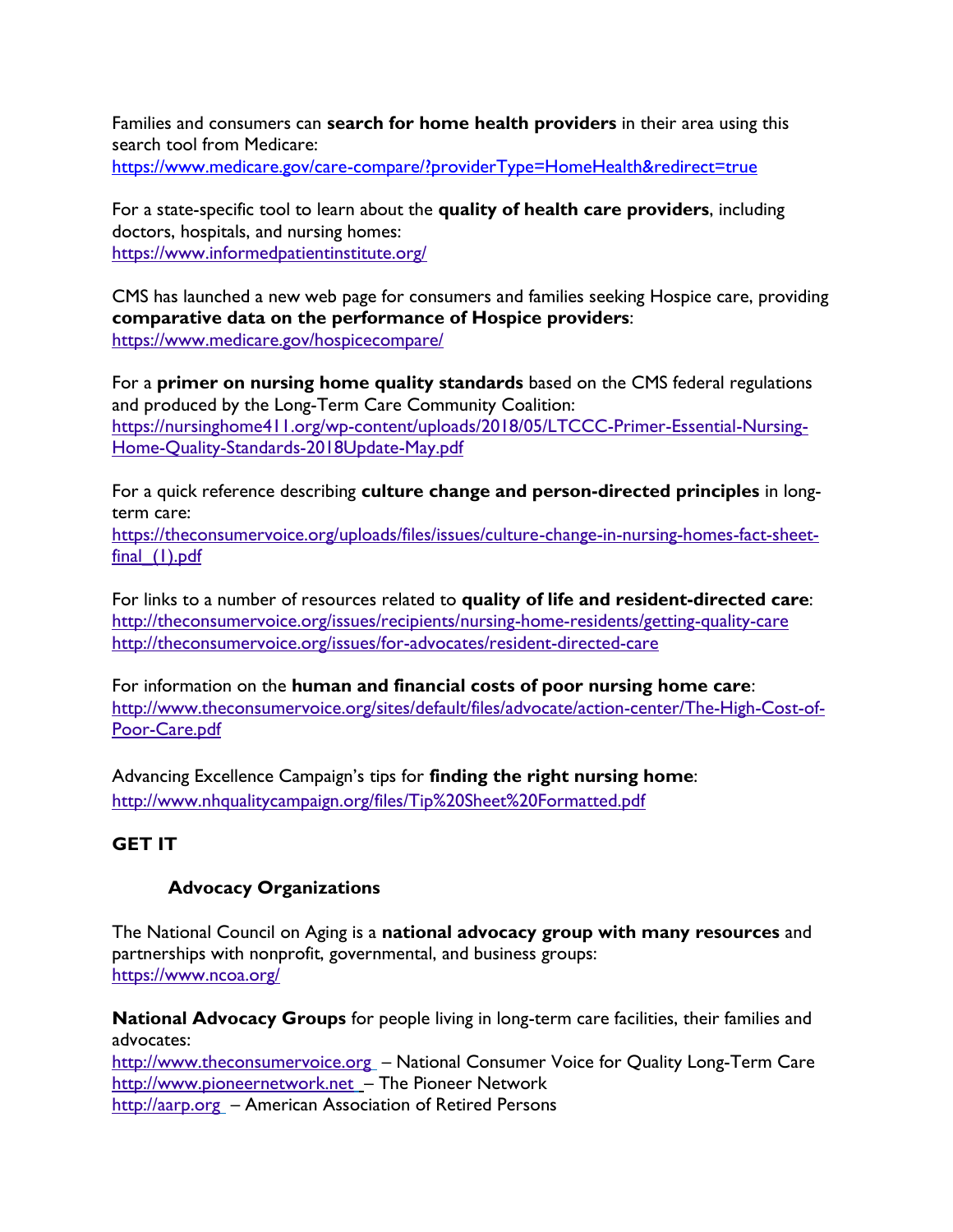Families and consumers can **search for home health providers** in their area using this search tool from Medicare:
https://www.medicare.gov/care-compare/?providerType=HomeHealth&redirect=true

For a state-specific tool to learn about the **quality of health care providers**, including doctors, hospitals, and nursing homes:
https://www.informedpatientinstitute.org/

CMS has launched a new web page for consumers and families seeking Hospice care, providing **comparative data on the performance of Hospice providers**:
https://www.medicare.gov/hospicecompare/

For a **primer on nursing home quality standards** based on the CMS federal regulations and produced by the Long-Term Care Community Coalition:
https://nursinghome411.org/wp-content/uploads/2018/05/LTCCC-Primer-Essential-Nursing-Home-Quality-Standards-2018Update-May.pdf

For a quick reference describing **culture change and person-directed principles** in long-term care:
https://theconsumervoice.org/uploads/files/issues/culture-change-in-nursing-homes-fact-sheet-final_(1).pdf

For links to a number of resources related to **quality of life and resident-directed care**:
http://theconsumervoice.org/issues/recipients/nursing-home-residents/getting-quality-care
http://theconsumervoice.org/issues/for-advocates/resident-directed-care

For information on the **human and financial costs of poor nursing home care**:
http://www.theconsumervoice.org/sites/default/files/advocate/action-center/The-High-Cost-of-Poor-Care.pdf

Advancing Excellence Campaign's tips for **finding the right nursing home**:
http://www.nhqualitycampaign.org/files/Tip%20Sheet%20Formatted.pdf

## GET IT

### Advocacy Organizations

The National Council on Aging is a **national advocacy group with many resources** and partnerships with nonprofit, governmental, and business groups:
https://www.ncoa.org/

**National Advocacy Groups** for people living in long-term care facilities, their families and advocates:
http://www.theconsumervoice.org – National Consumer Voice for Quality Long-Term Care
http://www.pioneernetwork.net – The Pioneer Network
http://aarp.org – American Association of Retired Persons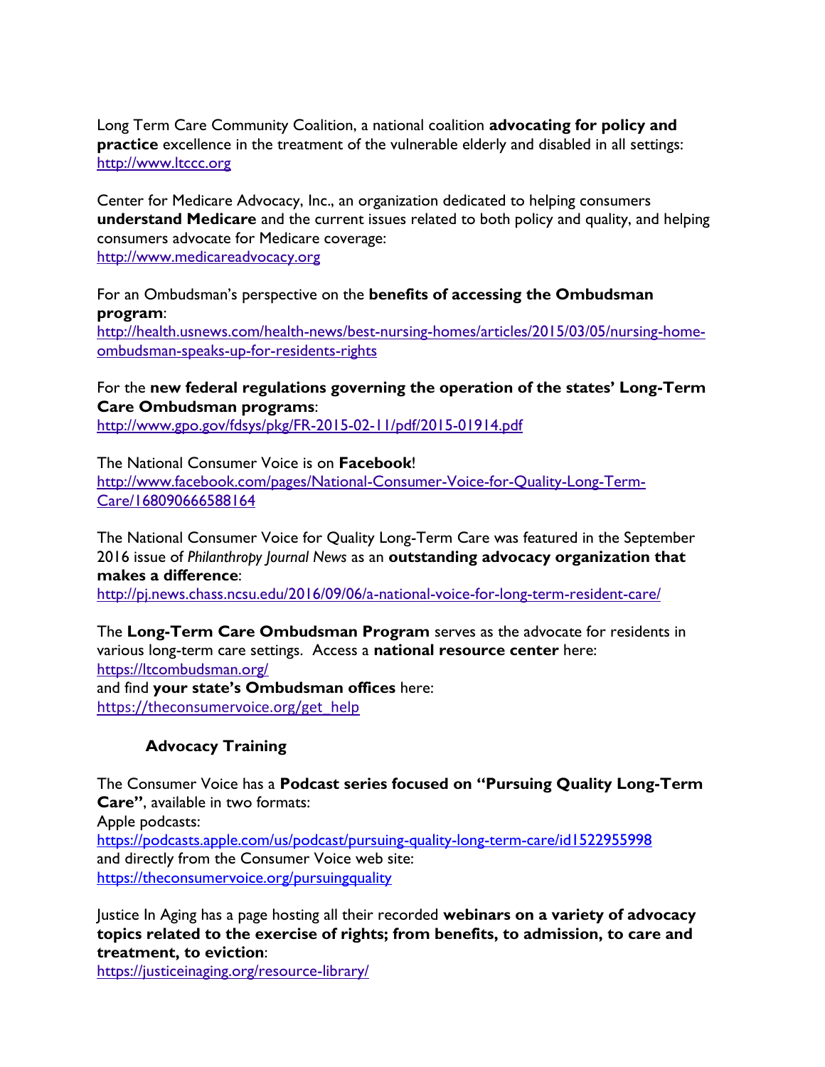Long Term Care Community Coalition, a national coalition **advocating for policy and practice** excellence in the treatment of the vulnerable elderly and disabled in all settings: http://www.ltccc.org

Center for Medicare Advocacy, Inc., an organization dedicated to helping consumers **understand Medicare** and the current issues related to both policy and quality, and helping consumers advocate for Medicare coverage:
http://www.medicareadvocacy.org

For an Ombudsman's perspective on the **benefits of accessing the Ombudsman program**:
http://health.usnews.com/health-news/best-nursing-homes/articles/2015/03/05/nursing-home-ombudsman-speaks-up-for-residents-rights

For the **new federal regulations governing the operation of the states' Long-Term Care Ombudsman programs**:
http://www.gpo.gov/fdsys/pkg/FR-2015-02-11/pdf/2015-01914.pdf

The National Consumer Voice is on **Facebook**!
http://www.facebook.com/pages/National-Consumer-Voice-for-Quality-Long-Term-Care/168090666588164

The National Consumer Voice for Quality Long-Term Care was featured in the September 2016 issue of *Philanthropy Journal News* as an **outstanding advocacy organization that makes a difference**:
http://pj.news.chass.ncsu.edu/2016/09/06/a-national-voice-for-long-term-resident-care/

The **Long-Term Care Ombudsman Program** serves as the advocate for residents in various long-term care settings. Access a **national resource center** here:
https://ltcombudsman.org/
and find **your state's Ombudsman offices** here:
https://theconsumervoice.org/get_help

### Advocacy Training

The Consumer Voice has a **Podcast series focused on "Pursuing Quality Long-Term Care"**, available in two formats:
Apple podcasts:
https://podcasts.apple.com/us/podcast/pursuing-quality-long-term-care/id1522955998
and directly from the Consumer Voice web site:
https://theconsumervoice.org/pursuingquality

Justice In Aging has a page hosting all their recorded **webinars on a variety of advocacy topics related to the exercise of rights; from benefits, to admission, to care and treatment, to eviction**:
https://justiceinaging.org/resource-library/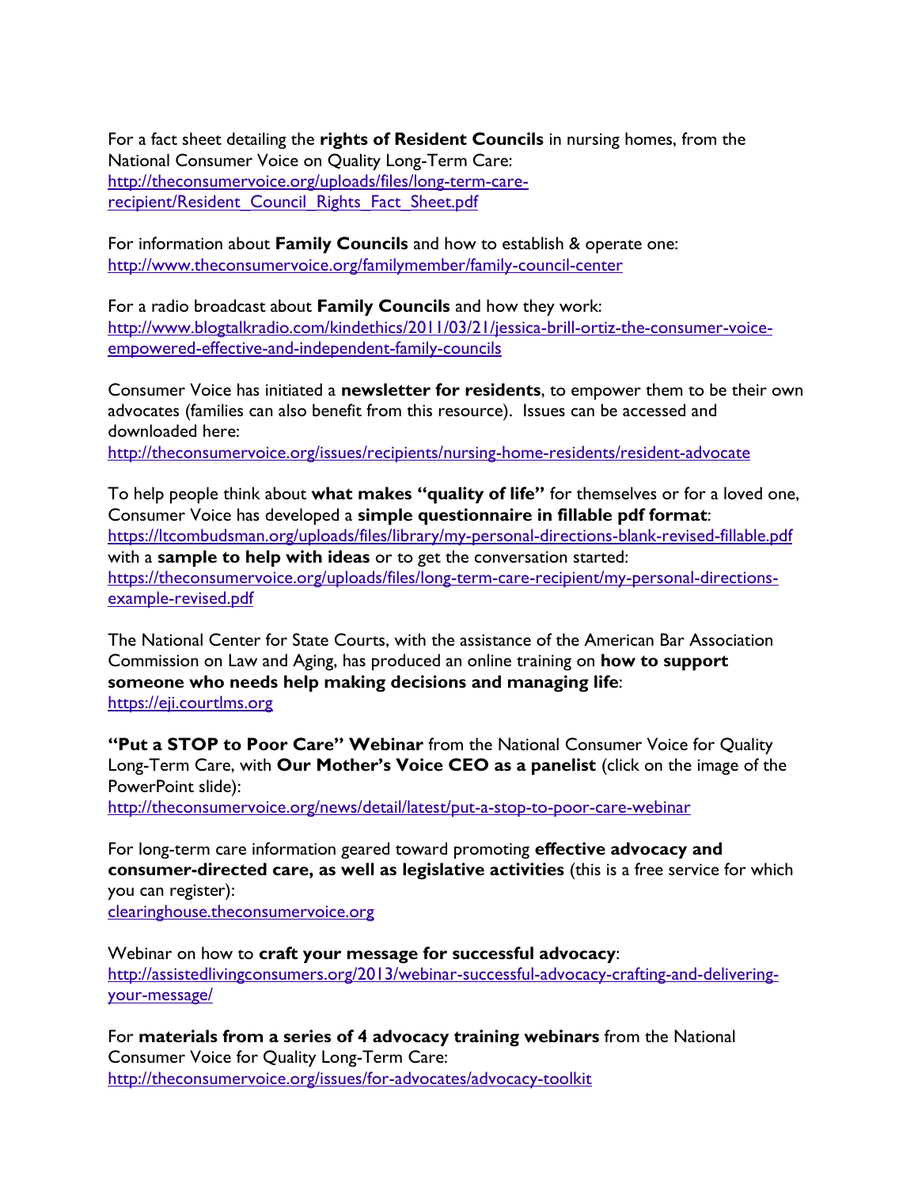For a fact sheet detailing the **rights of Resident Councils** in nursing homes, from the National Consumer Voice on Quality Long-Term Care: http://theconsumervoice.org/uploads/files/long-term-care-recipient/Resident_Council_Rights_Fact_Sheet.pdf

For information about **Family Councils** and how to establish & operate one: http://www.theconsumervoice.org/familymember/family-council-center

For a radio broadcast about **Family Councils** and how they work: http://www.blogtalkradio.com/kindethics/2011/03/21/jessica-brill-ortiz-the-consumer-voice-empowered-effective-and-independent-family-councils

Consumer Voice has initiated a **newsletter for residents**, to empower them to be their own advocates (families can also benefit from this resource). Issues can be accessed and downloaded here:
http://theconsumervoice.org/issues/recipients/nursing-home-residents/resident-advocate

To help people think about **what makes "quality of life"** for themselves or for a loved one, Consumer Voice has developed a **simple questionnaire in fillable pdf format**: https://ltcombudsman.org/uploads/files/library/my-personal-directions-blank-revised-fillable.pdf with a **sample to help with ideas** or to get the conversation started: https://theconsumervoice.org/uploads/files/long-term-care-recipient/my-personal-directions-example-revised.pdf

The National Center for State Courts, with the assistance of the American Bar Association Commission on Law and Aging, has produced an online training on **how to support someone who needs help making decisions and managing life**: https://eji.courtlms.org

**"Put a STOP to Poor Care" Webinar** from the National Consumer Voice for Quality Long-Term Care, with **Our Mother's Voice CEO as a panelist** (click on the image of the PowerPoint slide):
http://theconsumervoice.org/news/detail/latest/put-a-stop-to-poor-care-webinar

For long-term care information geared toward promoting **effective advocacy and consumer-directed care, as well as legislative activities** (this is a free service for which you can register):
clearinghouse.theconsumervoice.org

Webinar on how to **craft your message for successful advocacy**: http://assistedlivingconsumers.org/2013/webinar-successful-advocacy-crafting-and-delivering-your-message/

For **materials from a series of 4 advocacy training webinars** from the National Consumer Voice for Quality Long-Term Care:
http://theconsumervoice.org/issues/for-advocates/advocacy-toolkit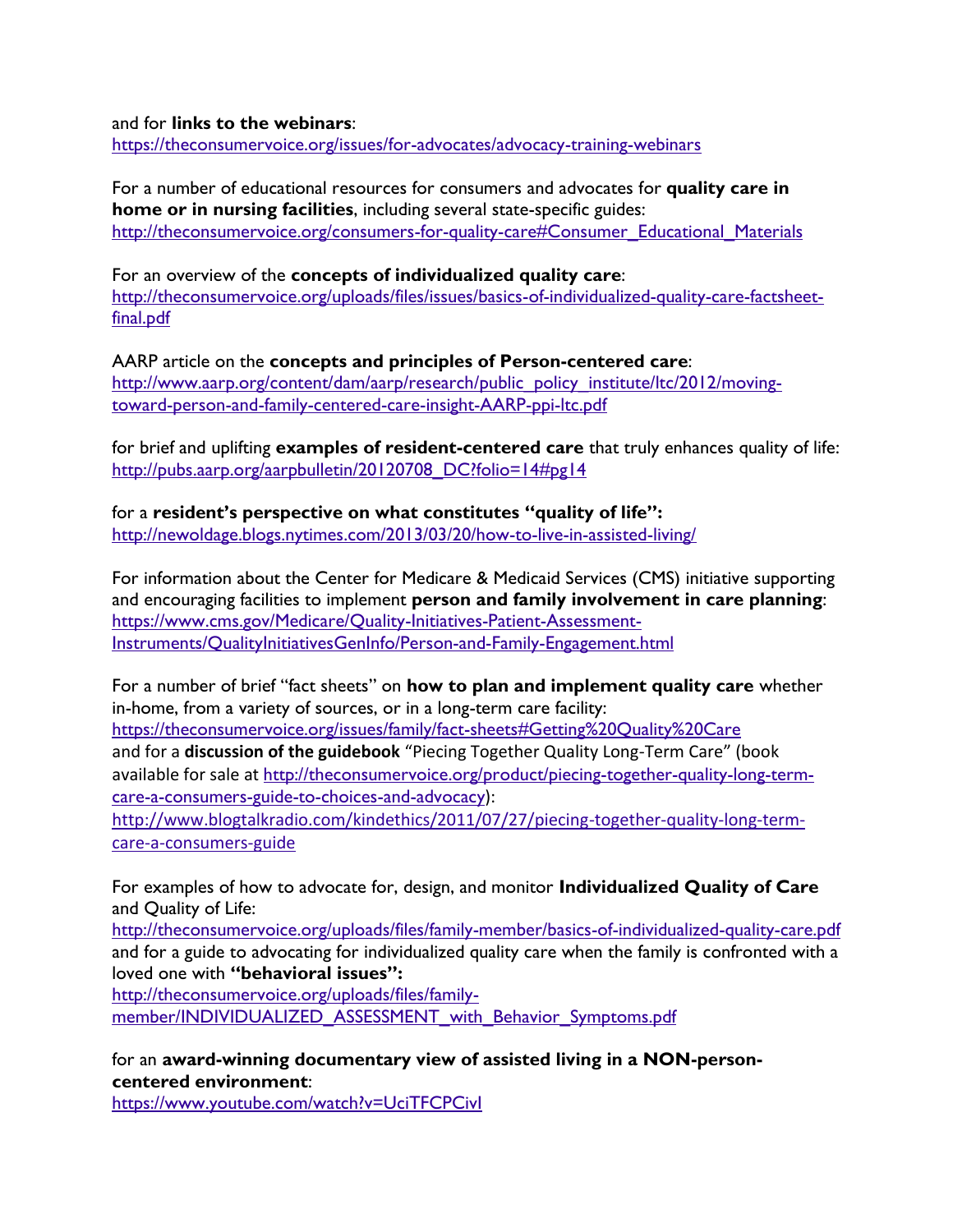and for **links to the webinars**:
https://theconsumervoice.org/issues/for-advocates/advocacy-training-webinars

For a number of educational resources for consumers and advocates for **quality care in home or in nursing facilities**, including several state-specific guides:
http://theconsumervoice.org/consumers-for-quality-care#Consumer_Educational_Materials

For an overview of the **concepts of individualized quality care**:
http://theconsumervoice.org/uploads/files/issues/basics-of-individualized-quality-care-factsheet-final.pdf

AARP article on the **concepts and principles of Person-centered care**:
http://www.aarp.org/content/dam/aarp/research/public_policy_institute/ltc/2012/moving-toward-person-and-family-centered-care-insight-AARP-ppi-ltc.pdf

for brief and uplifting **examples of resident-centered care** that truly enhances quality of life:
http://pubs.aarp.org/aarpbulletin/20120708_DC?folio=14#pg14

for a **resident's perspective on what constitutes "quality of life":**
http://newoldage.blogs.nytimes.com/2013/03/20/how-to-live-in-assisted-living/

For information about the Center for Medicare & Medicaid Services (CMS) initiative supporting and encouraging facilities to implement **person and family involvement in care planning**:
https://www.cms.gov/Medicare/Quality-Initiatives-Patient-Assessment-Instruments/QualityInitiativesGenInfo/Person-and-Family-Engagement.html

For a number of brief "fact sheets" on **how to plan and implement quality care** whether in-home, from a variety of sources, or in a long-term care facility:
https://theconsumervoice.org/issues/family/fact-sheets#Getting%20Quality%20Care
and for a **discussion of the guidebook** "Piecing Together Quality Long-Term Care" (book available for sale at http://theconsumervoice.org/product/piecing-together-quality-long-term-care-a-consumers-guide-to-choices-and-advocacy):
http://www.blogtalkradio.com/kindethics/2011/07/27/piecing-together-quality-long-term-care-a-consumers-guide

For examples of how to advocate for, design, and monitor **Individualized Quality of Care** and Quality of Life:
http://theconsumervoice.org/uploads/files/family-member/basics-of-individualized-quality-care.pdf
and for a guide to advocating for individualized quality care when the family is confronted with a loved one with **"behavioral issues":**
http://theconsumervoice.org/uploads/files/family-member/INDIVIDUALIZED_ASSESSMENT_with_Behavior_Symptoms.pdf

for an **award-winning documentary view of assisted living in a NON-person-centered environment**:
https://www.youtube.com/watch?v=UciTFCPCivI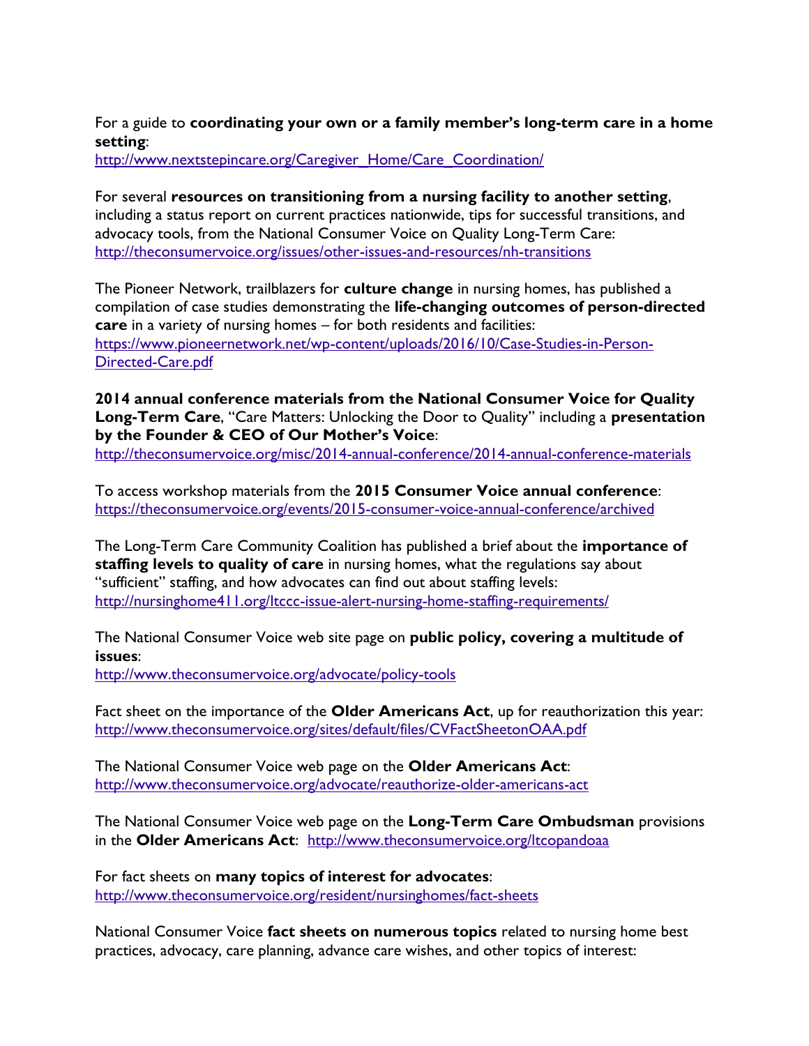For a guide to **coordinating your own or a family member's long-term care in a home setting**:
http://www.nextstepincare.org/Caregiver_Home/Care_Coordination/

For several **resources on transitioning from a nursing facility to another setting**, including a status report on current practices nationwide, tips for successful transitions, and advocacy tools, from the National Consumer Voice on Quality Long-Term Care:
http://theconsumervoice.org/issues/other-issues-and-resources/nh-transitions

The Pioneer Network, trailblazers for **culture change** in nursing homes, has published a compilation of case studies demonstrating the **life-changing outcomes of person-directed care** in a variety of nursing homes – for both residents and facilities:
https://www.pioneernetwork.net/wp-content/uploads/2016/10/Case-Studies-in-Person-Directed-Care.pdf

**2014 annual conference materials from the National Consumer Voice for Quality Long-Term Care**, "Care Matters: Unlocking the Door to Quality" including a **presentation by the Founder & CEO of Our Mother's Voice**:
http://theconsumervoice.org/misc/2014-annual-conference/2014-annual-conference-materials

To access workshop materials from the **2015 Consumer Voice annual conference**:
https://theconsumervoice.org/events/2015-consumer-voice-annual-conference/archived

The Long-Term Care Community Coalition has published a brief about the **importance of staffing levels to quality of care** in nursing homes, what the regulations say about "sufficient" staffing, and how advocates can find out about staffing levels:
http://nursinghome411.org/ltccc-issue-alert-nursing-home-staffing-requirements/

The National Consumer Voice web site page on **public policy, covering a multitude of issues**:
http://www.theconsumervoice.org/advocate/policy-tools

Fact sheet on the importance of the **Older Americans Act**, up for reauthorization this year:
http://www.theconsumervoice.org/sites/default/files/CVFactSheetonOAA.pdf

The National Consumer Voice web page on the **Older Americans Act**:
http://www.theconsumervoice.org/advocate/reauthorize-older-americans-act

The National Consumer Voice web page on the **Long-Term Care Ombudsman** provisions in the **Older Americans Act**: http://www.theconsumervoice.org/ltcopandoaa

For fact sheets on **many topics of interest for advocates**:
http://www.theconsumervoice.org/resident/nursinghomes/fact-sheets

National Consumer Voice **fact sheets on numerous topics** related to nursing home best practices, advocacy, care planning, advance care wishes, and other topics of interest: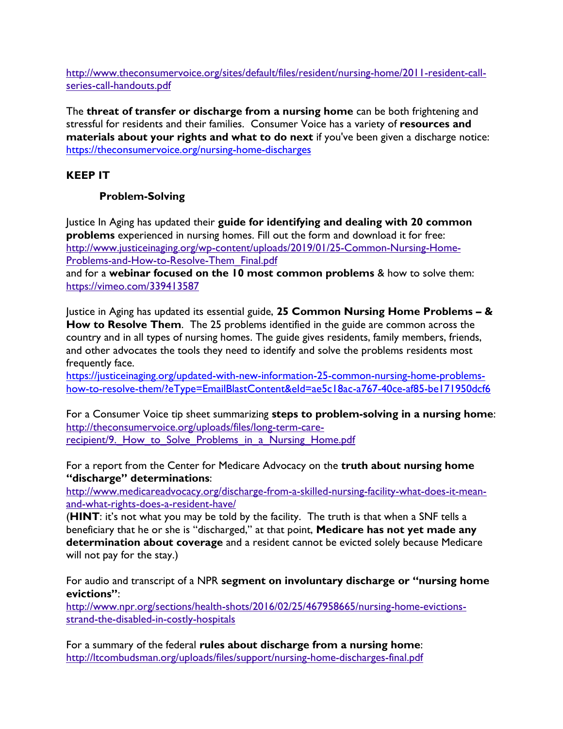http://www.theconsumervoice.org/sites/default/files/resident/nursing-home/2011-resident-call-series-call-handouts.pdf

The **threat of transfer or discharge from a nursing home** can be both frightening and stressful for residents and their families. Consumer Voice has a variety of **resources and materials about your rights and what to do next** if you've been given a discharge notice: https://theconsumervoice.org/nursing-home-discharges

## KEEP IT

### Problem-Solving

Justice In Aging has updated their **guide for identifying and dealing with 20 common problems** experienced in nursing homes. Fill out the form and download it for free: http://www.justiceinaging.org/wp-content/uploads/2019/01/25-Common-Nursing-Home-Problems-and-How-to-Resolve-Them_Final.pdf
and for a **webinar focused on the 10 most common problems** & how to solve them: https://vimeo.com/339413587

Justice in Aging has updated its essential guide, **25 Common Nursing Home Problems – & How to Resolve Them**. The 25 problems identified in the guide are common across the country and in all types of nursing homes. The guide gives residents, family members, friends, and other advocates the tools they need to identify and solve the problems residents most frequently face.
https://justiceinaging.org/updated-with-new-information-25-common-nursing-home-problems-how-to-resolve-them/?eType=EmailBlastContent&eId=ae5c18ac-a767-40ce-af85-be171950dcf6

For a Consumer Voice tip sheet summarizing **steps to problem-solving in a nursing home**: http://theconsumervoice.org/uploads/files/long-term-care-recipient/9._How_to_Solve_Problems_in_a_Nursing_Home.pdf

For a report from the Center for Medicare Advocacy on the **truth about nursing home "discharge" determinations**:
http://www.medicareadvocacy.org/discharge-from-a-skilled-nursing-facility-what-does-it-mean-and-what-rights-does-a-resident-have/
(**HINT**: it's not what you may be told by the facility. The truth is that when a SNF tells a beneficiary that he or she is "discharged," at that point, **Medicare has not yet made any determination about coverage** and a resident cannot be evicted solely because Medicare will not pay for the stay.)

For audio and transcript of a NPR **segment on involuntary discharge or "nursing home evictions"**:
http://www.npr.org/sections/health-shots/2016/02/25/467958665/nursing-home-evictions-strand-the-disabled-in-costly-hospitals

For a summary of the federal **rules about discharge from a nursing home**:
http://ltcombudsman.org/uploads/files/support/nursing-home-discharges-final.pdf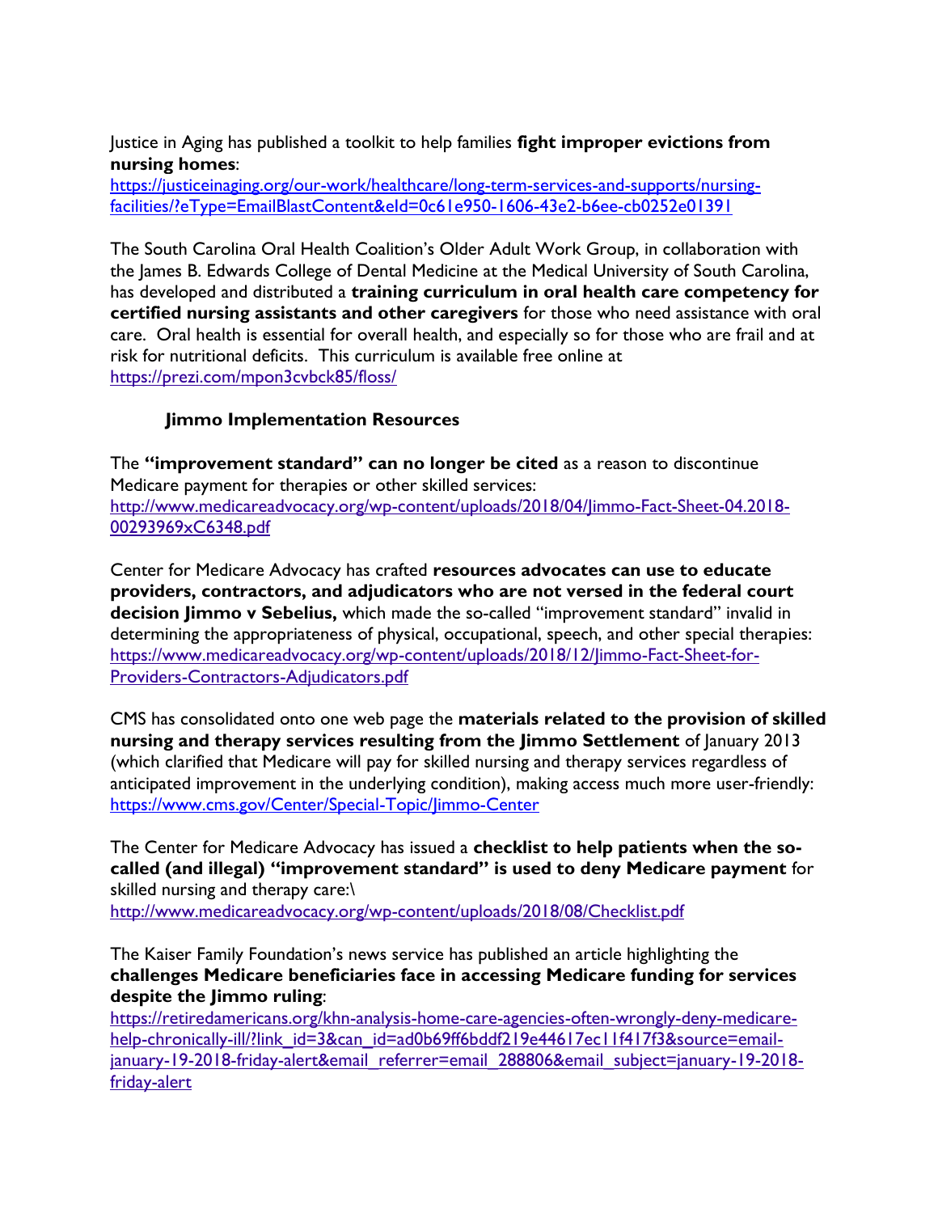Justice in Aging has published a toolkit to help families **fight improper evictions from nursing homes**:
https://justiceinaging.org/our-work/healthcare/long-term-services-and-supports/nursing-facilities/?eType=EmailBlastContent&eId=0c61e950-1606-43e2-b6ee-cb0252e01391

The South Carolina Oral Health Coalition's Older Adult Work Group, in collaboration with the James B. Edwards College of Dental Medicine at the Medical University of South Carolina, has developed and distributed a **training curriculum in oral health care competency for certified nursing assistants and other caregivers** for those who need assistance with oral care. Oral health is essential for overall health, and especially so for those who are frail and at risk for nutritional deficits. This curriculum is available free online at https://prezi.com/mpon3cvbck85/floss/

### Jimmo Implementation Resources

The **"improvement standard" can no longer be cited** as a reason to discontinue Medicare payment for therapies or other skilled services:
http://www.medicareadvocacy.org/wp-content/uploads/2018/04/Jimmo-Fact-Sheet-04.2018-00293969xC6348.pdf

Center for Medicare Advocacy has crafted **resources advocates can use to educate providers, contractors, and adjudicators who are not versed in the federal court decision Jimmo v Sebelius,** which made the so-called "improvement standard" invalid in determining the appropriateness of physical, occupational, speech, and other special therapies:
https://www.medicareadvocacy.org/wp-content/uploads/2018/12/Jimmo-Fact-Sheet-for-Providers-Contractors-Adjudicators.pdf

CMS has consolidated onto one web page the **materials related to the provision of skilled nursing and therapy services resulting from the Jimmo Settlement** of January 2013 (which clarified that Medicare will pay for skilled nursing and therapy services regardless of anticipated improvement in the underlying condition), making access much more user-friendly:
https://www.cms.gov/Center/Special-Topic/Jimmo-Center

The Center for Medicare Advocacy has issued a **checklist to help patients when the so-called (and illegal) "improvement standard" is used to deny Medicare payment** for skilled nursing and therapy care:\
http://www.medicareadvocacy.org/wp-content/uploads/2018/08/Checklist.pdf

The Kaiser Family Foundation's news service has published an article highlighting the **challenges Medicare beneficiaries face in accessing Medicare funding for services despite the Jimmo ruling**:
https://retiredamericans.org/khn-analysis-home-care-agencies-often-wrongly-deny-medicare-help-chronically-ill/?link_id=3&can_id=ad0b69ff6bddf219e44617ec11f417f3&source=email-january-19-2018-friday-alert&email_referrer=email_288806&email_subject=january-19-2018-friday-alert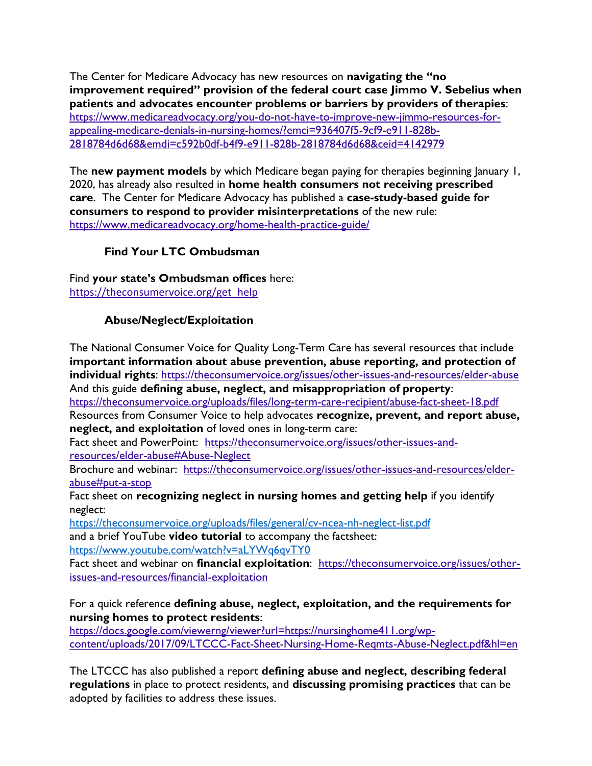The Center for Medicare Advocacy has new resources on **navigating the "no improvement required" provision of the federal court case Jimmo V. Sebelius when patients and advocates encounter problems or barriers by providers of therapies**: https://www.medicareadvocacy.org/you-do-not-have-to-improve-new-jimmo-resources-for-appealing-medicare-denials-in-nursing-homes/?emci=936407f5-9cf9-e911-828b-2818784d6d68&emdi=c592b0df-b4f9-e911-828b-2818784d6d68&ceid=4142979

The **new payment models** by which Medicare began paying for therapies beginning January 1, 2020, has already also resulted in **home health consumers not receiving prescribed care**. The Center for Medicare Advocacy has published a **case-study-based guide for consumers to respond to provider misinterpretations** of the new rule: https://www.medicareadvocacy.org/home-health-practice-guide/

### Find Your LTC Ombudsman

Find **your state's Ombudsman offices** here: https://theconsumervoice.org/get_help

### Abuse/Neglect/Exploitation

The National Consumer Voice for Quality Long-Term Care has several resources that include **important information about abuse prevention, abuse reporting, and protection of individual rights**: https://theconsumervoice.org/issues/other-issues-and-resources/elder-abuse
And this guide **defining abuse, neglect, and misappropriation of property**: https://theconsumervoice.org/uploads/files/long-term-care-recipient/abuse-fact-sheet-18.pdf
Resources from Consumer Voice to help advocates **recognize, prevent, and report abuse, neglect, and exploitation** of loved ones in long-term care:
Fact sheet and PowerPoint: https://theconsumervoice.org/issues/other-issues-and-resources/elder-abuse#Abuse-Neglect
Brochure and webinar: https://theconsumervoice.org/issues/other-issues-and-resources/elder-abuse#put-a-stop
Fact sheet on **recognizing neglect in nursing homes and getting help** if you identify neglect:
https://theconsumervoice.org/uploads/files/general/cv-ncea-nh-neglect-list.pdf
and a brief YouTube **video tutorial** to accompany the factsheet: https://www.youtube.com/watch?v=aLYWq6qvTY0
Fact sheet and webinar on **financial exploitation**: https://theconsumervoice.org/issues/other-issues-and-resources/financial-exploitation

For a quick reference **defining abuse, neglect, exploitation, and the requirements for nursing homes to protect residents**:
https://docs.google.com/viewerng/viewer?url=https://nursinghome411.org/wp-content/uploads/2017/09/LTCCC-Fact-Sheet-Nursing-Home-Reqmts-Abuse-Neglect.pdf&hl=en

The LTCCC has also published a report **defining abuse and neglect, describing federal regulations** in place to protect residents, and **discussing promising practices** that can be adopted by facilities to address these issues.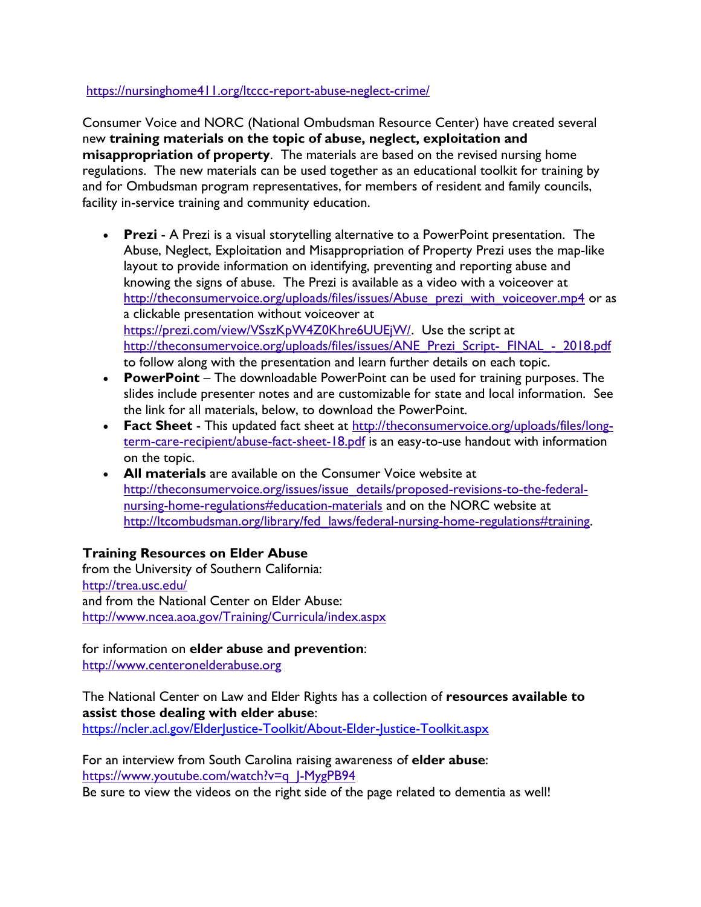https://nursinghome411.org/ltccc-report-abuse-neglect-crime/

Consumer Voice and NORC (National Ombudsman Resource Center) have created several new **training materials on the topic of abuse, neglect, exploitation and misappropriation of property**. The materials are based on the revised nursing home regulations. The new materials can be used together as an educational toolkit for training by and for Ombudsman program representatives, for members of resident and family councils, facility in-service training and community education.

- **Prezi** - A Prezi is a visual storytelling alternative to a PowerPoint presentation. The Abuse, Neglect, Exploitation and Misappropriation of Property Prezi uses the map-like layout to provide information on identifying, preventing and reporting abuse and knowing the signs of abuse. The Prezi is available as a video with a voiceover at http://theconsumervoice.org/uploads/files/issues/Abuse_prezi_with_voiceover.mp4 or as a clickable presentation without voiceover at https://prezi.com/view/VSszKpW4Z0Khre6UUEjW/. Use the script at http://theconsumervoice.org/uploads/files/issues/ANE_Prezi_Script-_FINAL_-_2018.pdf to follow along with the presentation and learn further details on each topic.
- **PowerPoint** – The downloadable PowerPoint can be used for training purposes. The slides include presenter notes and are customizable for state and local information. See the link for all materials, below, to download the PowerPoint.
- **Fact Sheet** - This updated fact sheet at http://theconsumervoice.org/uploads/files/long-term-care-recipient/abuse-fact-sheet-18.pdf is an easy-to-use handout with information on the topic.
- **All materials** are available on the Consumer Voice website at http://theconsumervoice.org/issues/issue_details/proposed-revisions-to-the-federal-nursing-home-regulations#education-materials and on the NORC website at http://ltcombudsman.org/library/fed_laws/federal-nursing-home-regulations#training.

**Training Resources on Elder Abuse**
from the University of Southern California:
http://trea.usc.edu/
and from the National Center on Elder Abuse:
http://www.ncea.aoa.gov/Training/Curricula/index.aspx

for information on **elder abuse and prevention**:
http://www.centeronelderabuse.org

The National Center on Law and Elder Rights has a collection of **resources available to assist those dealing with elder abuse**:
https://ncler.acl.gov/ElderJustice-Toolkit/About-Elder-Justice-Toolkit.aspx

For an interview from South Carolina raising awareness of **elder abuse**:
https://www.youtube.com/watch?v=q_J-MygPB94
Be sure to view the videos on the right side of the page related to dementia as well!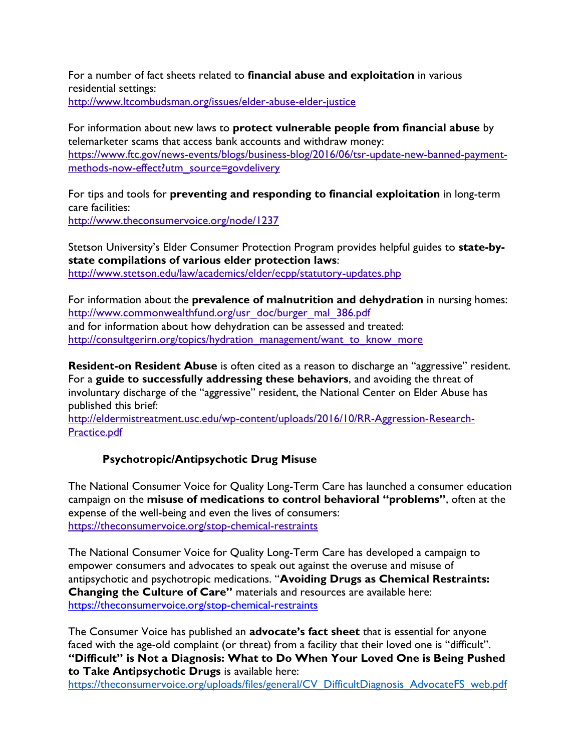For a number of fact sheets related to **financial abuse and exploitation** in various residential settings:
http://www.ltcombudsman.org/issues/elder-abuse-elder-justice

For information about new laws to **protect vulnerable people from financial abuse** by telemarketer scams that access bank accounts and withdraw money:
https://www.ftc.gov/news-events/blogs/business-blog/2016/06/tsr-update-new-banned-payment-methods-now-effect?utm_source=govdelivery

For tips and tools for **preventing and responding to financial exploitation** in long-term care facilities:
http://www.theconsumervoice.org/node/1237

Stetson University's Elder Consumer Protection Program provides helpful guides to **state-by-state compilations of various elder protection laws**:
http://www.stetson.edu/law/academics/elder/ecpp/statutory-updates.php

For information about the **prevalence of malnutrition and dehydration** in nursing homes:
http://www.commonwealthfund.org/usr_doc/burger_mal_386.pdf
and for information about how dehydration can be assessed and treated:
http://consultgerirn.org/topics/hydration_management/want_to_know_more

**Resident-on Resident Abuse** is often cited as a reason to discharge an "aggressive" resident. For a **guide to successfully addressing these behaviors**, and avoiding the threat of involuntary discharge of the "aggressive" resident, the National Center on Elder Abuse has published this brief:
http://eldermistreatment.usc.edu/wp-content/uploads/2016/10/RR-Aggression-Research-Practice.pdf

### Psychotropic/Antipsychotic Drug Misuse

The National Consumer Voice for Quality Long-Term Care has launched a consumer education campaign on the **misuse of medications to control behavioral "problems"**, often at the expense of the well-being and even the lives of consumers:
https://theconsumervoice.org/stop-chemical-restraints

The National Consumer Voice for Quality Long-Term Care has developed a campaign to empower consumers and advocates to speak out against the overuse and misuse of antipsychotic and psychotropic medications. "**Avoiding Drugs as Chemical Restraints: Changing the Culture of Care"** materials and resources are available here:
https://theconsumervoice.org/stop-chemical-restraints

The Consumer Voice has published an **advocate's fact sheet** that is essential for anyone faced with the age-old complaint (or threat) from a facility that their loved one is "difficult". **"Difficult" is Not a Diagnosis: What to Do When Your Loved One is Being Pushed to Take Antipsychotic Drugs** is available here:
https://theconsumervoice.org/uploads/files/general/CV_DifficultDiagnosis_AdvocateFS_web.pdf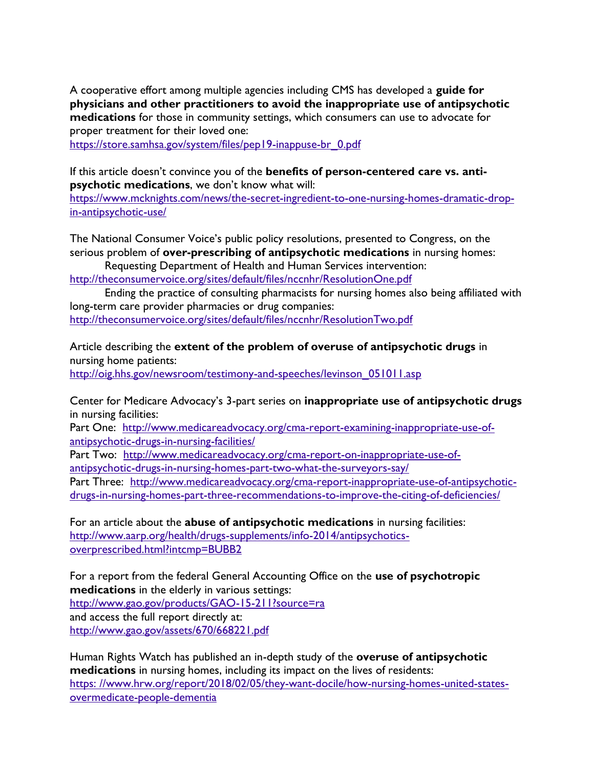A cooperative effort among multiple agencies including CMS has developed a **guide for physicians and other practitioners to avoid the inappropriate use of antipsychotic medications** for those in community settings, which consumers can use to advocate for proper treatment for their loved one:
https://store.samhsa.gov/system/files/pep19-inappuse-br_0.pdf

If this article doesn't convince you of the **benefits of person-centered care vs. anti-psychotic medications**, we don't know what will:
https://www.mcknights.com/news/the-secret-ingredient-to-one-nursing-homes-dramatic-drop-in-antipsychotic-use/

The National Consumer Voice's public policy resolutions, presented to Congress, on the serious problem of **over-prescribing of antipsychotic medications** in nursing homes:

Requesting Department of Health and Human Services intervention:
http://theconsumervoice.org/sites/default/files/nccnhr/ResolutionOne.pdf

Ending the practice of consulting pharmacists for nursing homes also being affiliated with long-term care provider pharmacies or drug companies:
http://theconsumervoice.org/sites/default/files/nccnhr/ResolutionTwo.pdf

Article describing the **extent of the problem of overuse of antipsychotic drugs** in nursing home patients:
http://oig.hhs.gov/newsroom/testimony-and-speeches/levinson_051011.asp

Center for Medicare Advocacy's 3-part series on **inappropriate use of antipsychotic drugs** in nursing facilities:
Part One: http://www.medicareadvocacy.org/cma-report-examining-inappropriate-use-of-antipsychotic-drugs-in-nursing-facilities/
Part Two: http://www.medicareadvocacy.org/cma-report-on-inappropriate-use-of-antipsychotic-drugs-in-nursing-homes-part-two-what-the-surveyors-say/
Part Three: http://www.medicareadvocacy.org/cma-report-inappropriate-use-of-antipsychotic-drugs-in-nursing-homes-part-three-recommendations-to-improve-the-citing-of-deficiencies/

For an article about the **abuse of antipsychotic medications** in nursing facilities:
http://www.aarp.org/health/drugs-supplements/info-2014/antipsychotics-overprescribed.html?intcmp=BUBB2

For a report from the federal General Accounting Office on the **use of psychotropic medications** in the elderly in various settings:
http://www.gao.gov/products/GAO-15-211?source=ra
and access the full report directly at:
http://www.gao.gov/assets/670/668221.pdf

Human Rights Watch has published an in-depth study of the **overuse of antipsychotic medications** in nursing homes, including its impact on the lives of residents:
https: //www.hrw.org/report/2018/02/05/they-want-docile/how-nursing-homes-united-states-overmedicate-people-dementia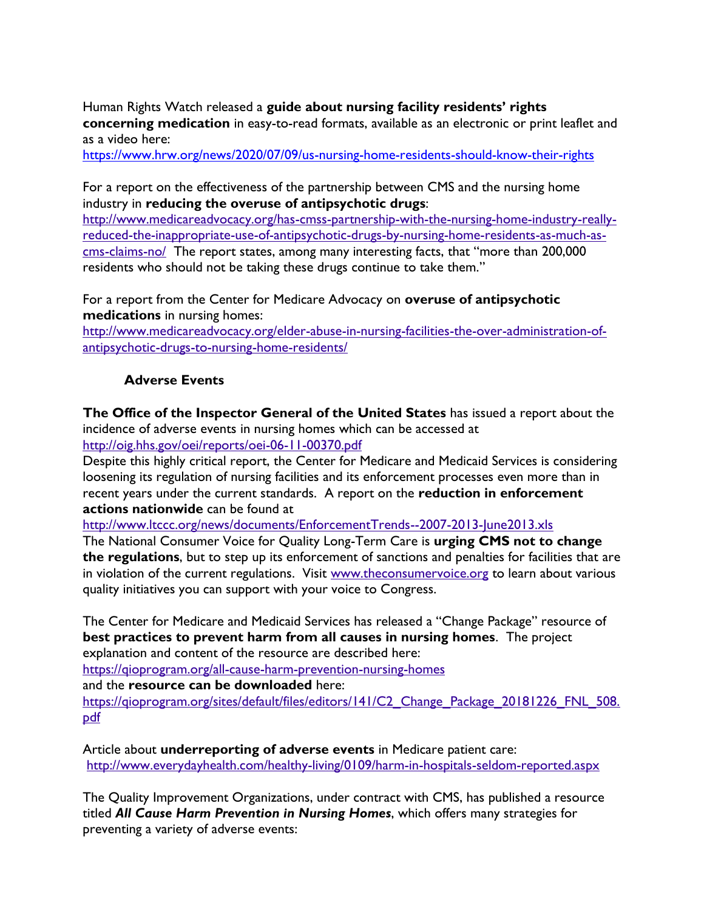Human Rights Watch released a **guide about nursing facility residents' rights concerning medication** in easy-to-read formats, available as an electronic or print leaflet and as a video here:
https://www.hrw.org/news/2020/07/09/us-nursing-home-residents-should-know-their-rights

For a report on the effectiveness of the partnership between CMS and the nursing home industry in **reducing the overuse of antipsychotic drugs**:
http://www.medicareadvocacy.org/has-cmss-partnership-with-the-nursing-home-industry-really-reduced-the-inappropriate-use-of-antipsychotic-drugs-by-nursing-home-residents-as-much-as-cms-claims-no/ The report states, among many interesting facts, that "more than 200,000 residents who should not be taking these drugs continue to take them."

For a report from the Center for Medicare Advocacy on **overuse of antipsychotic medications** in nursing homes:
http://www.medicareadvocacy.org/elder-abuse-in-nursing-facilities-the-over-administration-of-antipsychotic-drugs-to-nursing-home-residents/

### Adverse Events

**The Office of the Inspector General of the United States** has issued a report about the incidence of adverse events in nursing homes which can be accessed at
http://oig.hhs.gov/oei/reports/oei-06-11-00370.pdf
Despite this highly critical report, the Center for Medicare and Medicaid Services is considering loosening its regulation of nursing facilities and its enforcement processes even more than in recent years under the current standards. A report on the **reduction in enforcement actions nationwide** can be found at
http://www.ltccc.org/news/documents/EnforcementTrends--2007-2013-June2013.xls
The National Consumer Voice for Quality Long-Term Care is **urging CMS not to change the regulations**, but to step up its enforcement of sanctions and penalties for facilities that are in violation of the current regulations. Visit www.theconsumervoice.org to learn about various quality initiatives you can support with your voice to Congress.

The Center for Medicare and Medicaid Services has released a "Change Package" resource of **best practices to prevent harm from all causes in nursing homes**. The project explanation and content of the resource are described here:
https://qioprogram.org/all-cause-harm-prevention-nursing-homes
and the **resource can be downloaded** here:
https://qioprogram.org/sites/default/files/editors/141/C2_Change_Package_20181226_FNL_508.pdf

Article about **underreporting of adverse events** in Medicare patient care:
http://www.everydayhealth.com/healthy-living/0109/harm-in-hospitals-seldom-reported.aspx

The Quality Improvement Organizations, under contract with CMS, has published a resource titled ***All Cause Harm Prevention in Nursing Homes***, which offers many strategies for preventing a variety of adverse events: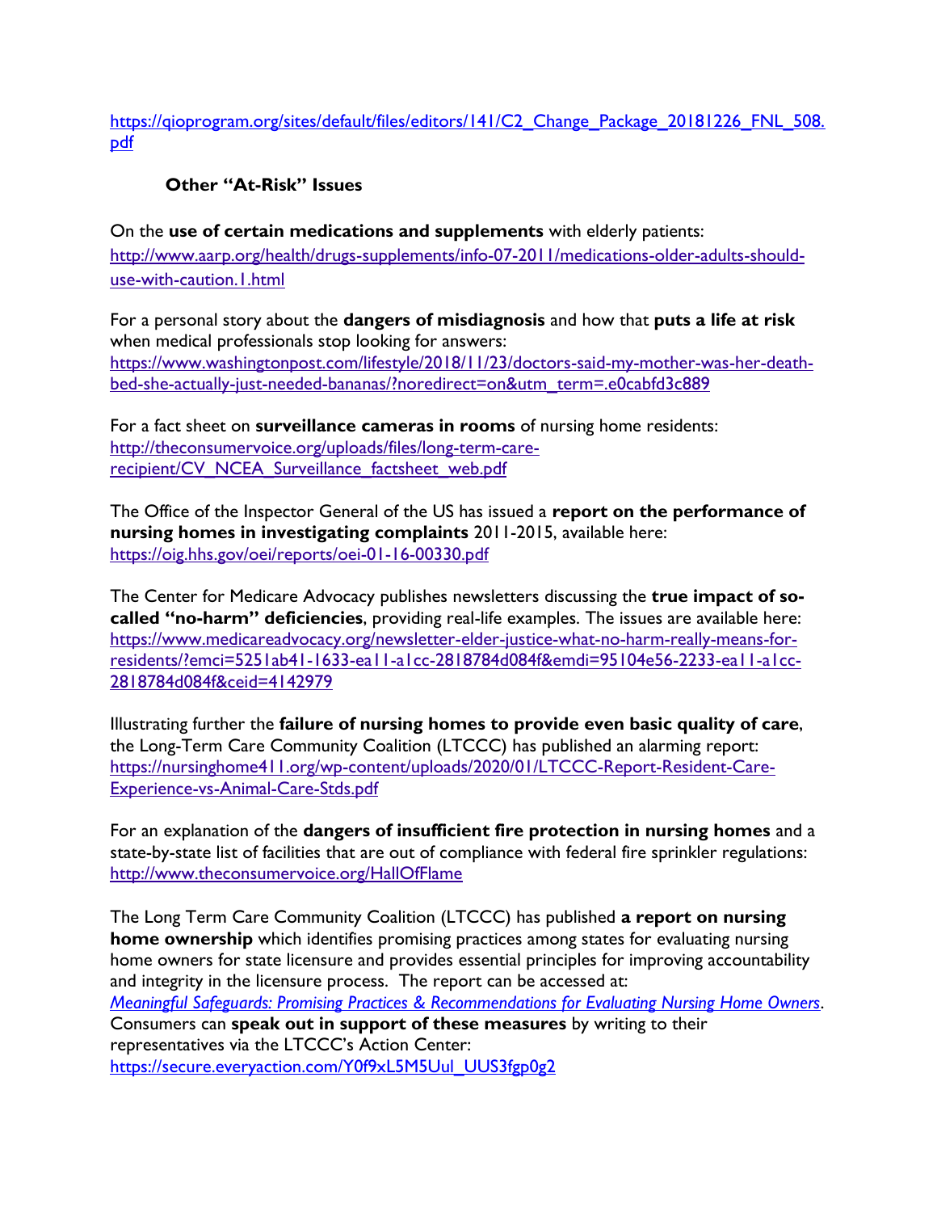https://qioprogram.org/sites/default/files/editors/141/C2_Change_Package_20181226_FNL_508.pdf

### Other "At-Risk" Issues

On the **use of certain medications and supplements** with elderly patients: http://www.aarp.org/health/drugs-supplements/info-07-2011/medications-older-adults-should-use-with-caution.1.html

For a personal story about the **dangers of misdiagnosis** and how that **puts a life at risk** when medical professionals stop looking for answers: https://www.washingtonpost.com/lifestyle/2018/11/23/doctors-said-my-mother-was-her-death-bed-she-actually-just-needed-bananas/?noredirect=on&utm_term=.e0cabfd3c889

For a fact sheet on **surveillance cameras in rooms** of nursing home residents: http://theconsumervoice.org/uploads/files/long-term-care-recipient/CV_NCEA_Surveillance_factsheet_web.pdf

The Office of the Inspector General of the US has issued a **report on the performance of nursing homes in investigating complaints** 2011-2015, available here: https://oig.hhs.gov/oei/reports/oei-01-16-00330.pdf

The Center for Medicare Advocacy publishes newsletters discussing the **true impact of so-called "no-harm" deficiencies**, providing real-life examples. The issues are available here: https://www.medicareadvocacy.org/newsletter-elder-justice-what-no-harm-really-means-for-residents/?emci=5251ab41-1633-ea11-a1cc-2818784d084f&emdi=95104e56-2233-ea11-a1cc-2818784d084f&ceid=4142979

Illustrating further the **failure of nursing homes to provide even basic quality of care**, the Long-Term Care Community Coalition (LTCCC) has published an alarming report: https://nursinghome411.org/wp-content/uploads/2020/01/LTCCC-Report-Resident-Care-Experience-vs-Animal-Care-Stds.pdf

For an explanation of the **dangers of insufficient fire protection in nursing homes** and a state-by-state list of facilities that are out of compliance with federal fire sprinkler regulations: http://www.theconsumervoice.org/HallOfFlame

The Long Term Care Community Coalition (LTCCC) has published **a report on nursing home ownership** which identifies promising practices among states for evaluating nursing home owners for state licensure and provides essential principles for improving accountability and integrity in the licensure process. The report can be accessed at: *Meaningful Safeguards: Promising Practices & Recommendations for Evaluating Nursing Home Owners*. Consumers can **speak out in support of these measures** by writing to their representatives via the LTCCC's Action Center: https://secure.everyaction.com/Y0f9xL5M5UuI_UUS3fgp0g2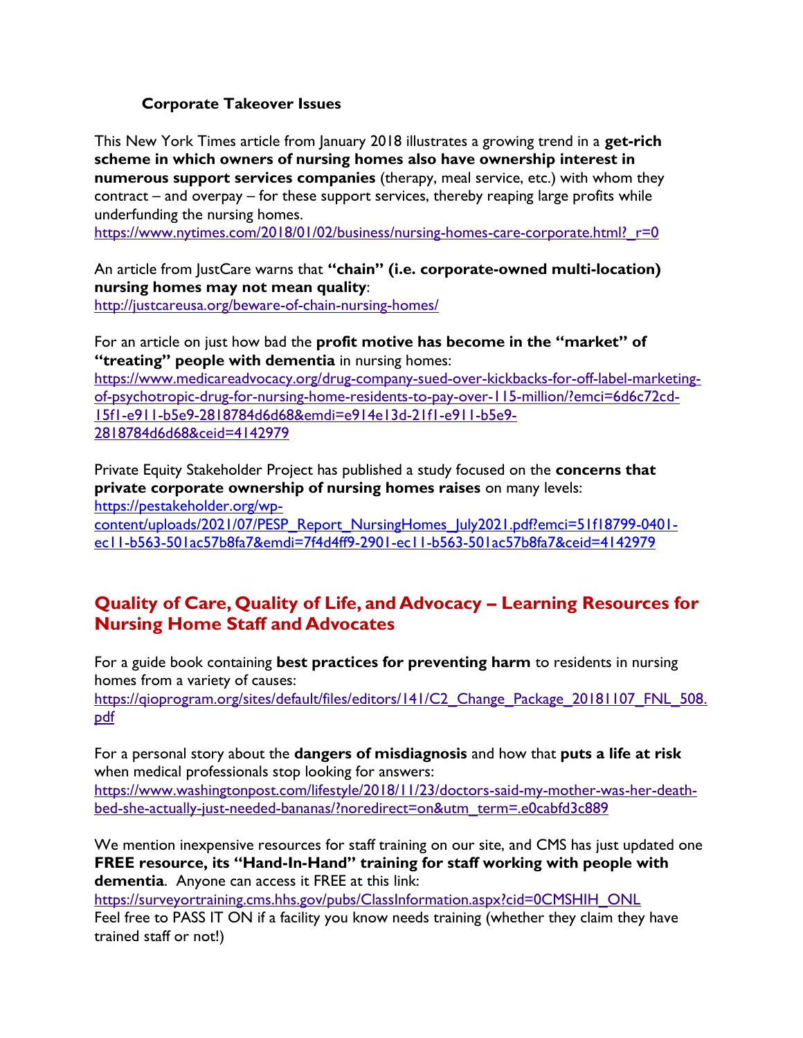### Corporate Takeover Issues

This New York Times article from January 2018 illustrates a growing trend in a **get-rich scheme in which owners of nursing homes also have ownership interest in numerous support services companies** (therapy, meal service, etc.) with whom they contract – and overpay – for these support services, thereby reaping large profits while underfunding the nursing homes.
https://www.nytimes.com/2018/01/02/business/nursing-homes-care-corporate.html?_r=0

An article from JustCare warns that **"chain" (i.e. corporate-owned multi-location) nursing homes may not mean quality**:
http://justcareusa.org/beware-of-chain-nursing-homes/

For an article on just how bad the **profit motive has become in the "market" of "treating" people with dementia** in nursing homes:
https://www.medicareadvocacy.org/drug-company-sued-over-kickbacks-for-off-label-marketing-of-psychotropic-drug-for-nursing-home-residents-to-pay-over-115-million/?emci=6d6c72cd-15f1-e911-b5e9-2818784d6d68&emdi=e914e13d-21f1-e911-b5e9-2818784d6d68&ceid=4142979

Private Equity Stakeholder Project has published a study focused on the **concerns that private corporate ownership of nursing homes raises** on many levels:
https://pestakeholder.org/wp-content/uploads/2021/07/PESP_Report_NursingHomes_July2021.pdf?emci=51f18799-0401-ec11-b563-501ac57b8fa7&emdi=7f4d4ff9-2901-ec11-b563-501ac57b8fa7&ceid=4142979

## Quality of Care, Quality of Life, and Advocacy – Learning Resources for Nursing Home Staff and Advocates

For a guide book containing **best practices for preventing harm** to residents in nursing homes from a variety of causes:
https://qioprogram.org/sites/default/files/editors/141/C2_Change_Package_20181107_FNL_508.pdf

For a personal story about the **dangers of misdiagnosis** and how that **puts a life at risk** when medical professionals stop looking for answers:
https://www.washingtonpost.com/lifestyle/2018/11/23/doctors-said-my-mother-was-her-death-bed-she-actually-just-needed-bananas/?noredirect=on&utm_term=.e0cabfd3c889

We mention inexpensive resources for staff training on our site, and CMS has just updated one **FREE resource, its "Hand-In-Hand" training for staff working with people with dementia**. Anyone can access it FREE at this link:
https://surveyortraining.cms.hhs.gov/pubs/ClassInformation.aspx?cid=0CMSHIH_ONL
Feel free to PASS IT ON if a facility you know needs training (whether they claim they have trained staff or not!)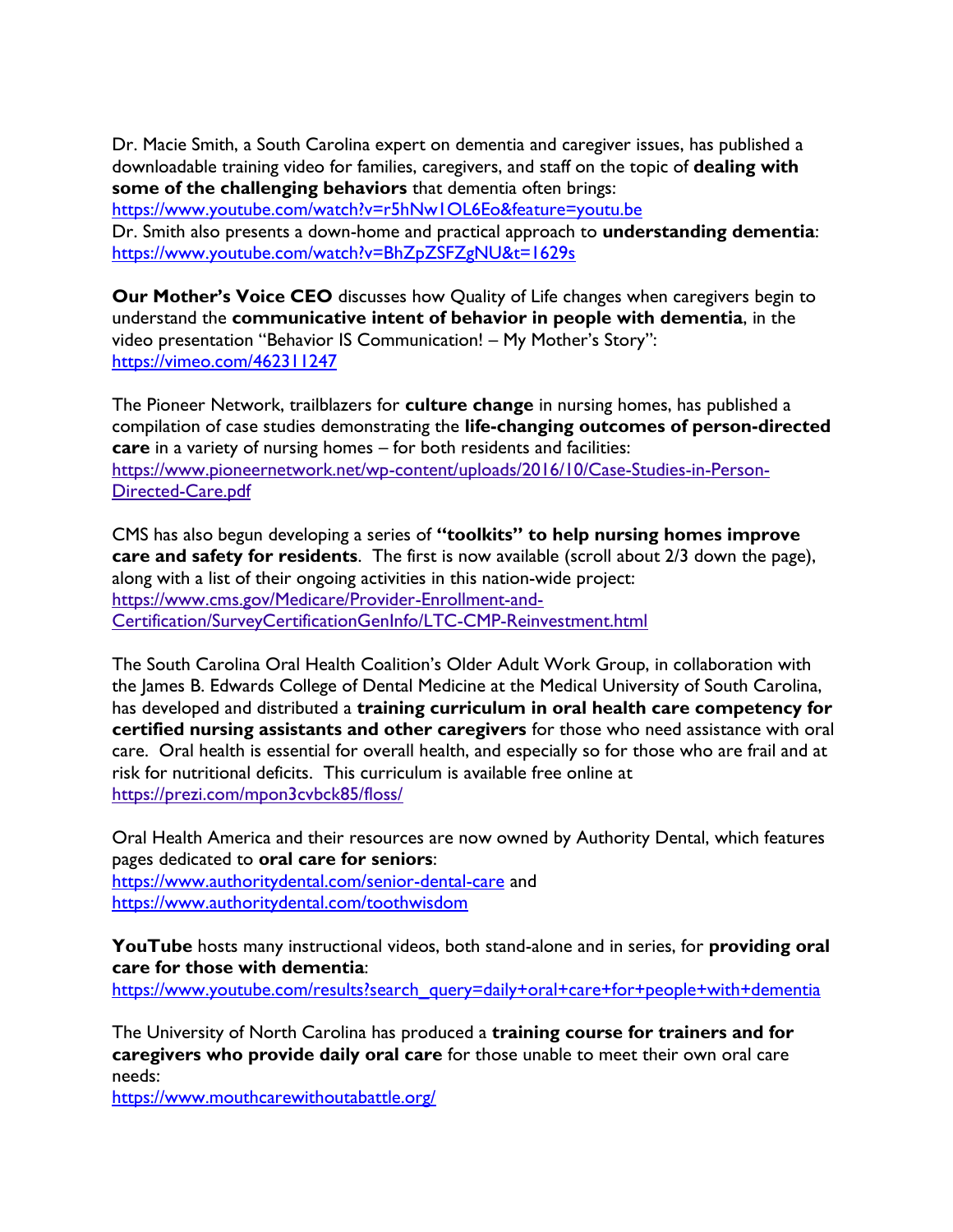Dr. Macie Smith, a South Carolina expert on dementia and caregiver issues, has published a downloadable training video for families, caregivers, and staff on the topic of **dealing with some of the challenging behaviors** that dementia often brings:
https://www.youtube.com/watch?v=r5hNw1OL6Eo&feature=youtu.be
Dr. Smith also presents a down-home and practical approach to **understanding dementia**:
https://www.youtube.com/watch?v=BhZpZSFZgNU&t=1629s

**Our Mother's Voice CEO** discusses how Quality of Life changes when caregivers begin to understand the **communicative intent of behavior in people with dementia**, in the video presentation "Behavior IS Communication! – My Mother's Story":
https://vimeo.com/462311247

The Pioneer Network, trailblazers for **culture change** in nursing homes, has published a compilation of case studies demonstrating the **life-changing outcomes of person-directed care** in a variety of nursing homes – for both residents and facilities:
https://www.pioneernetwork.net/wp-content/uploads/2016/10/Case-Studies-in-Person-Directed-Care.pdf

CMS has also begun developing a series of **"toolkits" to help nursing homes improve care and safety for residents**. The first is now available (scroll about 2/3 down the page), along with a list of their ongoing activities in this nation-wide project:
https://www.cms.gov/Medicare/Provider-Enrollment-and-Certification/SurveyCertificationGenInfo/LTC-CMP-Reinvestment.html

The South Carolina Oral Health Coalition's Older Adult Work Group, in collaboration with the James B. Edwards College of Dental Medicine at the Medical University of South Carolina, has developed and distributed a **training curriculum in oral health care competency for certified nursing assistants and other caregivers** for those who need assistance with oral care. Oral health is essential for overall health, and especially so for those who are frail and at risk for nutritional deficits. This curriculum is available free online at
https://prezi.com/mpon3cvbck85/floss/

Oral Health America and their resources are now owned by Authority Dental, which features pages dedicated to **oral care for seniors**:
https://www.authoritydental.com/senior-dental-care and
https://www.authoritydental.com/toothwisdom

**YouTube** hosts many instructional videos, both stand-alone and in series, for **providing oral care for those with dementia**:
https://www.youtube.com/results?search_query=daily+oral+care+for+people+with+dementia

The University of North Carolina has produced a **training course for trainers and for caregivers who provide daily oral care** for those unable to meet their own oral care needs:
https://www.mouthcarewithoutabattle.org/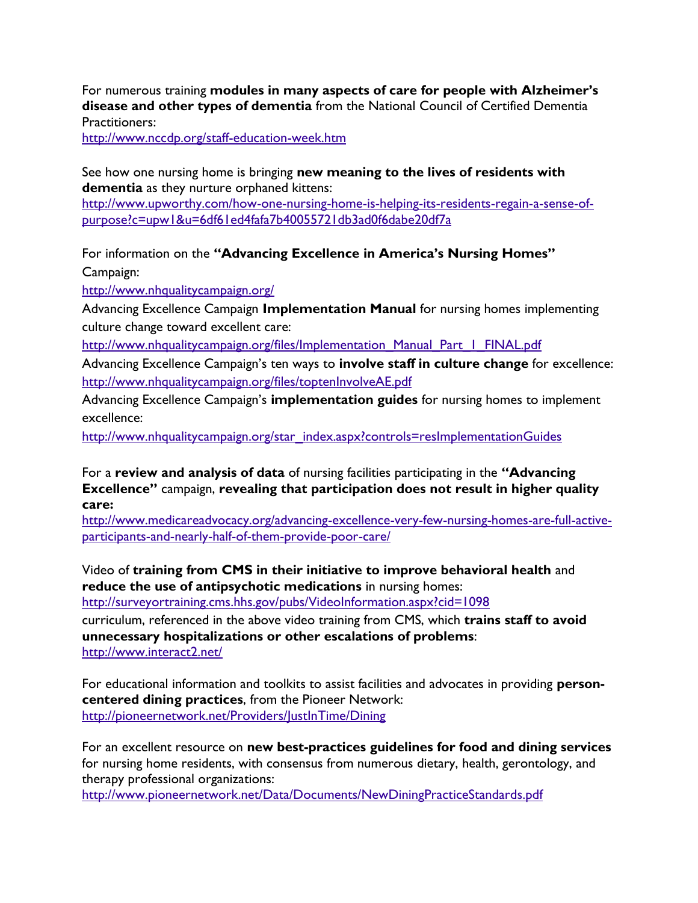For numerous training **modules in many aspects of care for people with Alzheimer's disease and other types of dementia** from the National Council of Certified Dementia Practitioners:
http://www.nccdp.org/staff-education-week.htm

See how one nursing home is bringing **new meaning to the lives of residents with dementia** as they nurture orphaned kittens:
http://www.upworthy.com/how-one-nursing-home-is-helping-its-residents-regain-a-sense-of-purpose?c=upw1&u=6df61ed4fafa7b40055721db3ad0f6dabe20df7a

For information on the **"Advancing Excellence in America's Nursing Homes"** Campaign:
http://www.nhqualitycampaign.org/

Advancing Excellence Campaign **Implementation Manual** for nursing homes implementing culture change toward excellent care:
http://www.nhqualitycampaign.org/files/Implementation_Manual_Part_1_FINAL.pdf

Advancing Excellence Campaign's ten ways to **involve staff in culture change** for excellence:
http://www.nhqualitycampaign.org/files/toptenInvolveAE.pdf

Advancing Excellence Campaign's **implementation guides** for nursing homes to implement excellence:
http://www.nhqualitycampaign.org/star_index.aspx?controls=resImplementationGuides

For a **review and analysis of data** of nursing facilities participating in the **"Advancing Excellence"** campaign, **revealing that participation does not result in higher quality care:**
http://www.medicareadvocacy.org/advancing-excellence-very-few-nursing-homes-are-full-active-participants-and-nearly-half-of-them-provide-poor-care/

Video of **training from CMS in their initiative to improve behavioral health** and **reduce the use of antipsychotic medications** in nursing homes:
http://surveyortraining.cms.hhs.gov/pubs/VideoInformation.aspx?cid=1098

curriculum, referenced in the above video training from CMS, which **trains staff to avoid unnecessary hospitalizations or other escalations of problems**:
http://www.interact2.net/

For educational information and toolkits to assist facilities and advocates in providing **person-centered dining practices**, from the Pioneer Network:
http://pioneernetwork.net/Providers/JustInTime/Dining

For an excellent resource on **new best-practices guidelines for food and dining services** for nursing home residents, with consensus from numerous dietary, health, gerontology, and therapy professional organizations:
http://www.pioneernetwork.net/Data/Documents/NewDiningPracticeStandards.pdf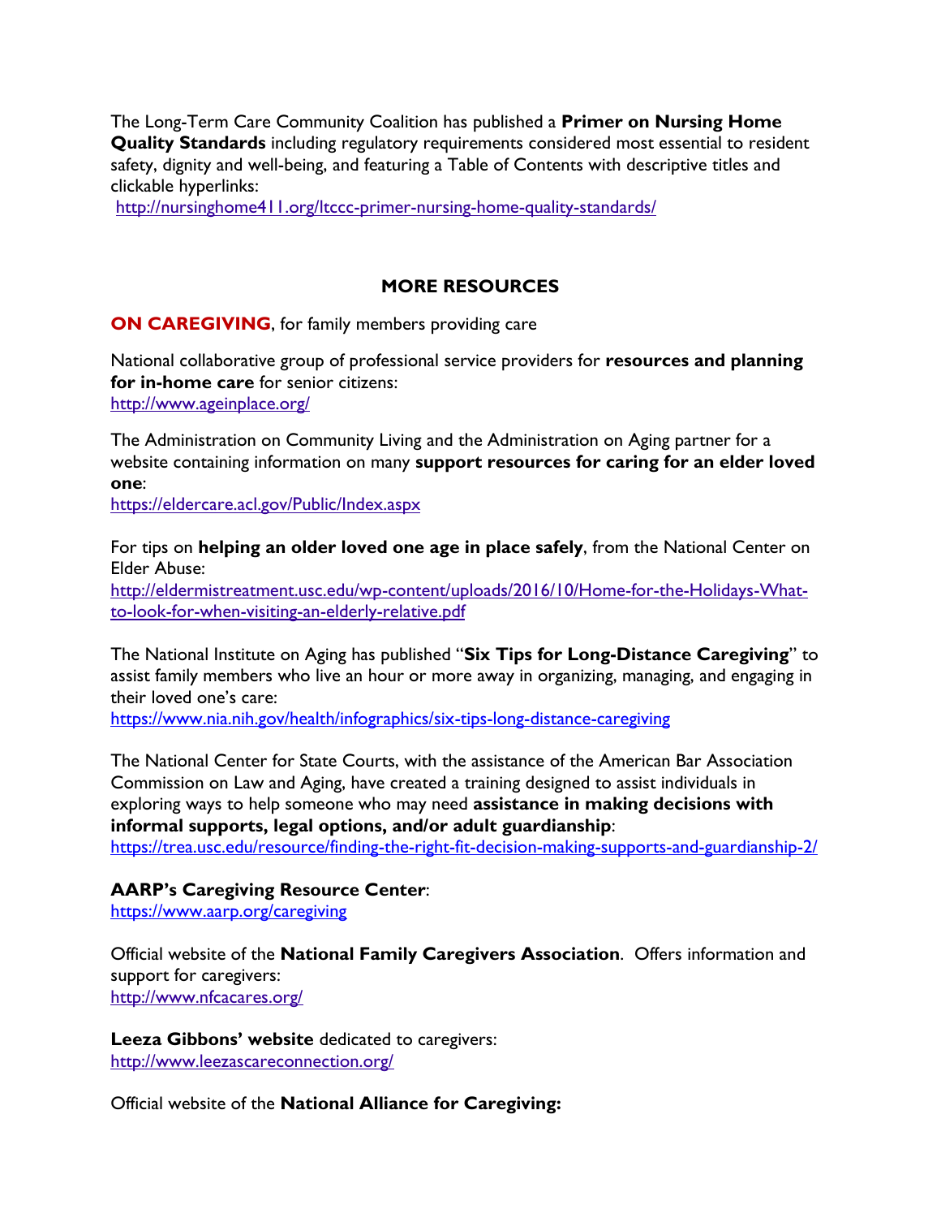The Long-Term Care Community Coalition has published a **Primer on Nursing Home Quality Standards** including regulatory requirements considered most essential to resident safety, dignity and well-being, and featuring a Table of Contents with descriptive titles and clickable hyperlinks:
http://nursinghome411.org/ltccc-primer-nursing-home-quality-standards/

## MORE RESOURCES

**ON CAREGIVING**, for family members providing care

National collaborative group of professional service providers for **resources and planning for in-home care** for senior citizens:
http://www.ageinplace.org/

The Administration on Community Living and the Administration on Aging partner for a website containing information on many **support resources for caring for an elder loved one**:
https://eldercare.acl.gov/Public/Index.aspx

For tips on **helping an older loved one age in place safely**, from the National Center on Elder Abuse:
http://eldermistreatment.usc.edu/wp-content/uploads/2016/10/Home-for-the-Holidays-What-to-look-for-when-visiting-an-elderly-relative.pdf

The National Institute on Aging has published "**Six Tips for Long-Distance Caregiving**" to assist family members who live an hour or more away in organizing, managing, and engaging in their loved one's care:
https://www.nia.nih.gov/health/infographics/six-tips-long-distance-caregiving

The National Center for State Courts, with the assistance of the American Bar Association Commission on Law and Aging, have created a training designed to assist individuals in exploring ways to help someone who may need **assistance in making decisions with informal supports, legal options, and/or adult guardianship**:
https://trea.usc.edu/resource/finding-the-right-fit-decision-making-supports-and-guardianship-2/

**AARP's Caregiving Resource Center**:
https://www.aarp.org/caregiving

Official website of the **National Family Caregivers Association**. Offers information and support for caregivers:
http://www.nfcacares.org/

**Leeza Gibbons' website** dedicated to caregivers:
http://www.leezascareconnection.org/

Official website of the **National Alliance for Caregiving:**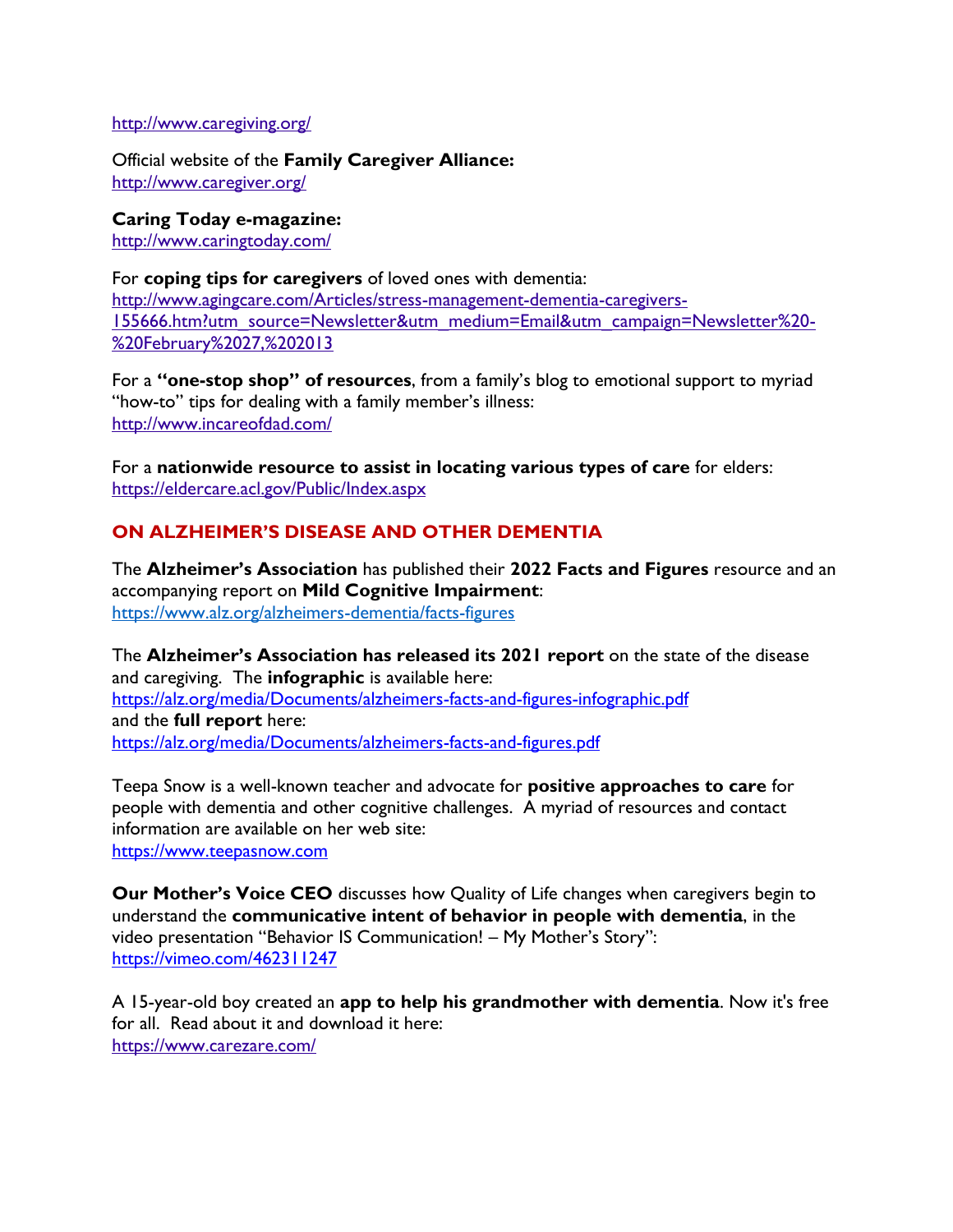http://www.caregiving.org/

Official website of the **Family Caregiver Alliance:**
http://www.caregiver.org/

**Caring Today e-magazine:**
http://www.caringtoday.com/

For **coping tips for caregivers** of loved ones with dementia:
http://www.agingcare.com/Articles/stress-management-dementia-caregivers-155666.htm?utm_source=Newsletter&utm_medium=Email&utm_campaign=Newsletter%20-%20February%2027,%202013

For a **"one-stop shop" of resources**, from a family's blog to emotional support to myriad "how-to" tips for dealing with a family member's illness:
http://www.incareofdad.com/

For a **nationwide resource to assist in locating various types of care** for elders:
https://eldercare.acl.gov/Public/Index.aspx

## ON ALZHEIMER'S DISEASE AND OTHER DEMENTIA

The **Alzheimer's Association** has published their **2022 Facts and Figures** resource and an accompanying report on **Mild Cognitive Impairment**:
https://www.alz.org/alzheimers-dementia/facts-figures

The **Alzheimer's Association has released its 2021 report** on the state of the disease and caregiving. The **infographic** is available here:
https://alz.org/media/Documents/alzheimers-facts-and-figures-infographic.pdf
and the **full report** here:
https://alz.org/media/Documents/alzheimers-facts-and-figures.pdf

Teepa Snow is a well-known teacher and advocate for **positive approaches to care** for people with dementia and other cognitive challenges. A myriad of resources and contact information are available on her web site:
https://www.teepasnow.com

**Our Mother's Voice CEO** discusses how Quality of Life changes when caregivers begin to understand the **communicative intent of behavior in people with dementia**, in the video presentation "Behavior IS Communication! – My Mother's Story":
https://vimeo.com/462311247

A 15-year-old boy created an **app to help his grandmother with dementia**. Now it's free for all. Read about it and download it here:
https://www.carezare.com/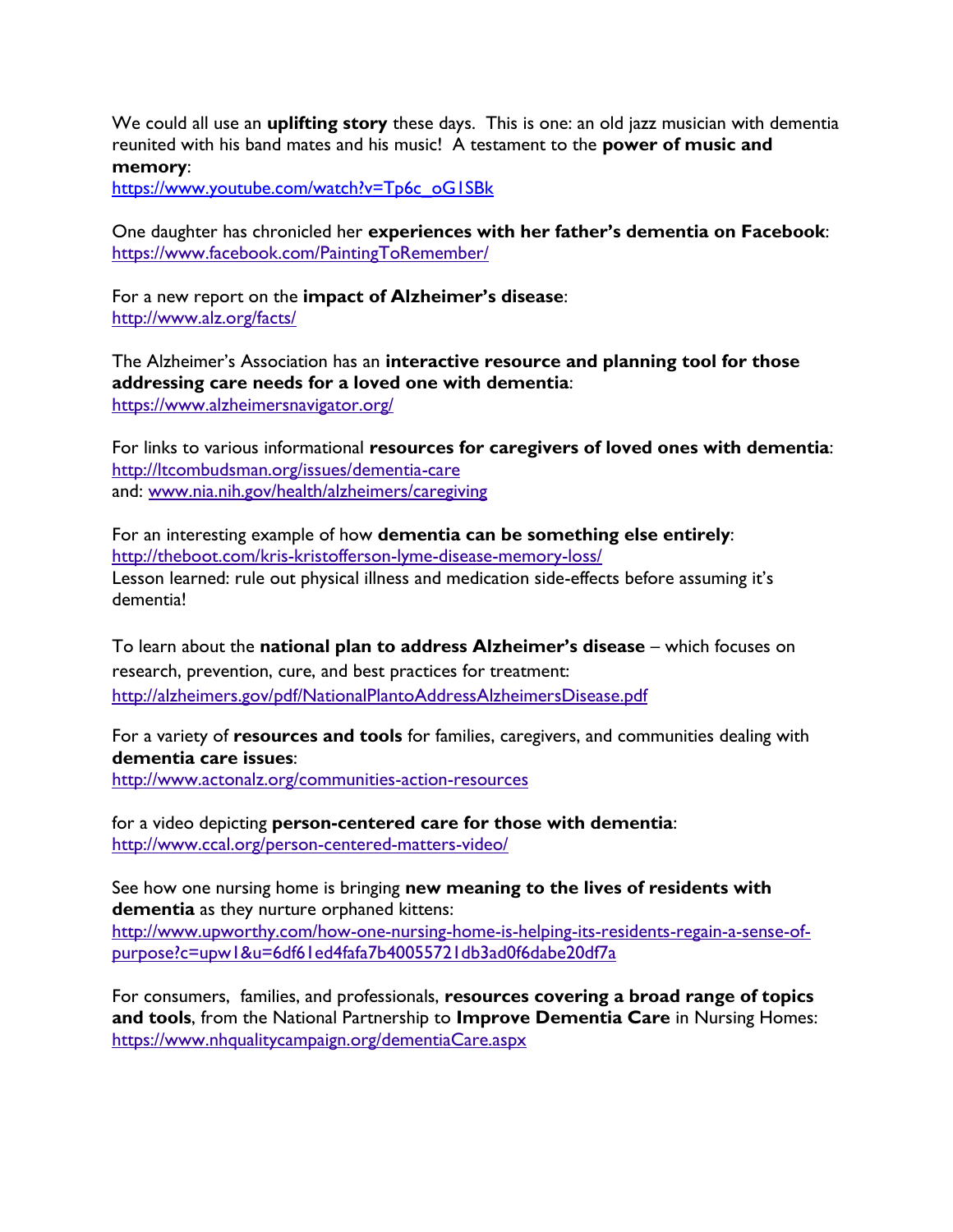We could all use an **uplifting story** these days. This is one: an old jazz musician with dementia reunited with his band mates and his music! A testament to the **power of music and memory**:
https://www.youtube.com/watch?v=Tp6c_oG1SBk

One daughter has chronicled her **experiences with her father's dementia on Facebook**:
https://www.facebook.com/PaintingToRemember/

For a new report on the **impact of Alzheimer's disease**:
http://www.alz.org/facts/

The Alzheimer's Association has an **interactive resource and planning tool for those addressing care needs for a loved one with dementia**:
https://www.alzheimersnavigator.org/

For links to various informational **resources for caregivers of loved ones with dementia**:
http://ltcombudsman.org/issues/dementia-care
and: www.nia.nih.gov/health/alzheimers/caregiving

For an interesting example of how **dementia can be something else entirely**:
http://theboot.com/kris-kristofferson-lyme-disease-memory-loss/
Lesson learned: rule out physical illness and medication side-effects before assuming it's dementia!

To learn about the **national plan to address Alzheimer's disease** – which focuses on research, prevention, cure, and best practices for treatment:
http://alzheimers.gov/pdf/NationalPlantoAddressAlzheimersDisease.pdf

For a variety of **resources and tools** for families, caregivers, and communities dealing with **dementia care issues**:
http://www.actonalz.org/communities-action-resources

for a video depicting **person-centered care for those with dementia**:
http://www.ccal.org/person-centered-matters-video/

See how one nursing home is bringing **new meaning to the lives of residents with dementia** as they nurture orphaned kittens:
http://www.upworthy.com/how-one-nursing-home-is-helping-its-residents-regain-a-sense-of-purpose?c=upw1&u=6df61ed4fafa7b40055721db3ad0f6dabe20df7a

For consumers, families, and professionals, **resources covering a broad range of topics and tools**, from the National Partnership to **Improve Dementia Care** in Nursing Homes:
https://www.nhqualitycampaign.org/dementiaCare.aspx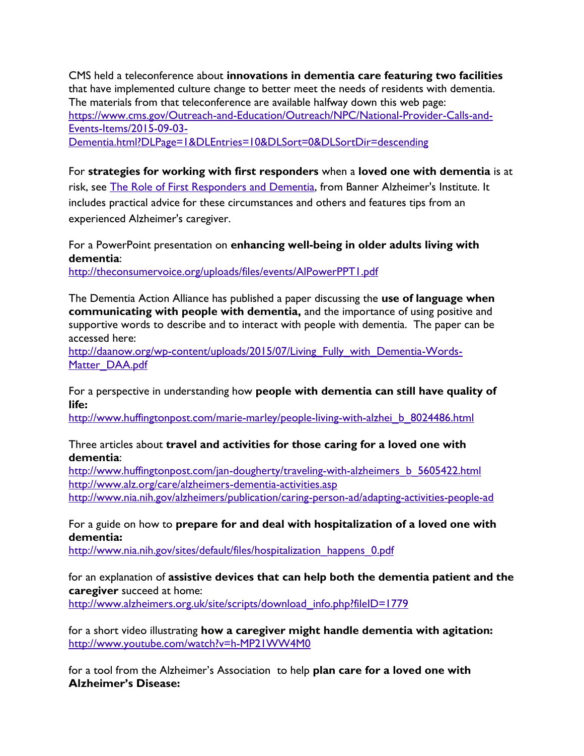CMS held a teleconference about **innovations in dementia care featuring two facilities** that have implemented culture change to better meet the needs of residents with dementia. The materials from that teleconference are available halfway down this web page: https://www.cms.gov/Outreach-and-Education/Outreach/NPC/National-Provider-Calls-and-Events-Items/2015-09-03-Dementia.html?DLPage=1&DLEntries=10&DLSort=0&DLSortDir=descending

For **strategies for working with first responders** when a **loved one with dementia** is at risk, see The Role of First Responders and Dementia, from Banner Alzheimer's Institute. It includes practical advice for these circumstances and others and features tips from an experienced Alzheimer's caregiver.

For a PowerPoint presentation on **enhancing well-being in older adults living with dementia**:
http://theconsumervoice.org/uploads/files/events/AlPowerPPT1.pdf

The Dementia Action Alliance has published a paper discussing the **use of language when communicating with people with dementia,** and the importance of using positive and supportive words to describe and to interact with people with dementia. The paper can be accessed here:
http://daanow.org/wp-content/uploads/2015/07/Living_Fully_with_Dementia-Words-Matter_DAA.pdf

For a perspective in understanding how **people with dementia can still have quality of life:**
http://www.huffingtonpost.com/marie-marley/people-living-with-alzhei_b_8024486.html

Three articles about **travel and activities for those caring for a loved one with dementia**:
http://www.huffingtonpost.com/jan-dougherty/traveling-with-alzheimers_b_5605422.html
http://www.alz.org/care/alzheimers-dementia-activities.asp
http://www.nia.nih.gov/alzheimers/publication/caring-person-ad/adapting-activities-people-ad

For a guide on how to **prepare for and deal with hospitalization of a loved one with dementia:**
http://www.nia.nih.gov/sites/default/files/hospitalization_happens_0.pdf

for an explanation of **assistive devices that can help both the dementia patient and the caregiver** succeed at home:
http://www.alzheimers.org.uk/site/scripts/download_info.php?fileID=1779

for a short video illustrating **how a caregiver might handle dementia with agitation:**
http://www.youtube.com/watch?v=h-MP21WW4M0

for a tool from the Alzheimer's Association to help **plan care for a loved one with Alzheimer's Disease:**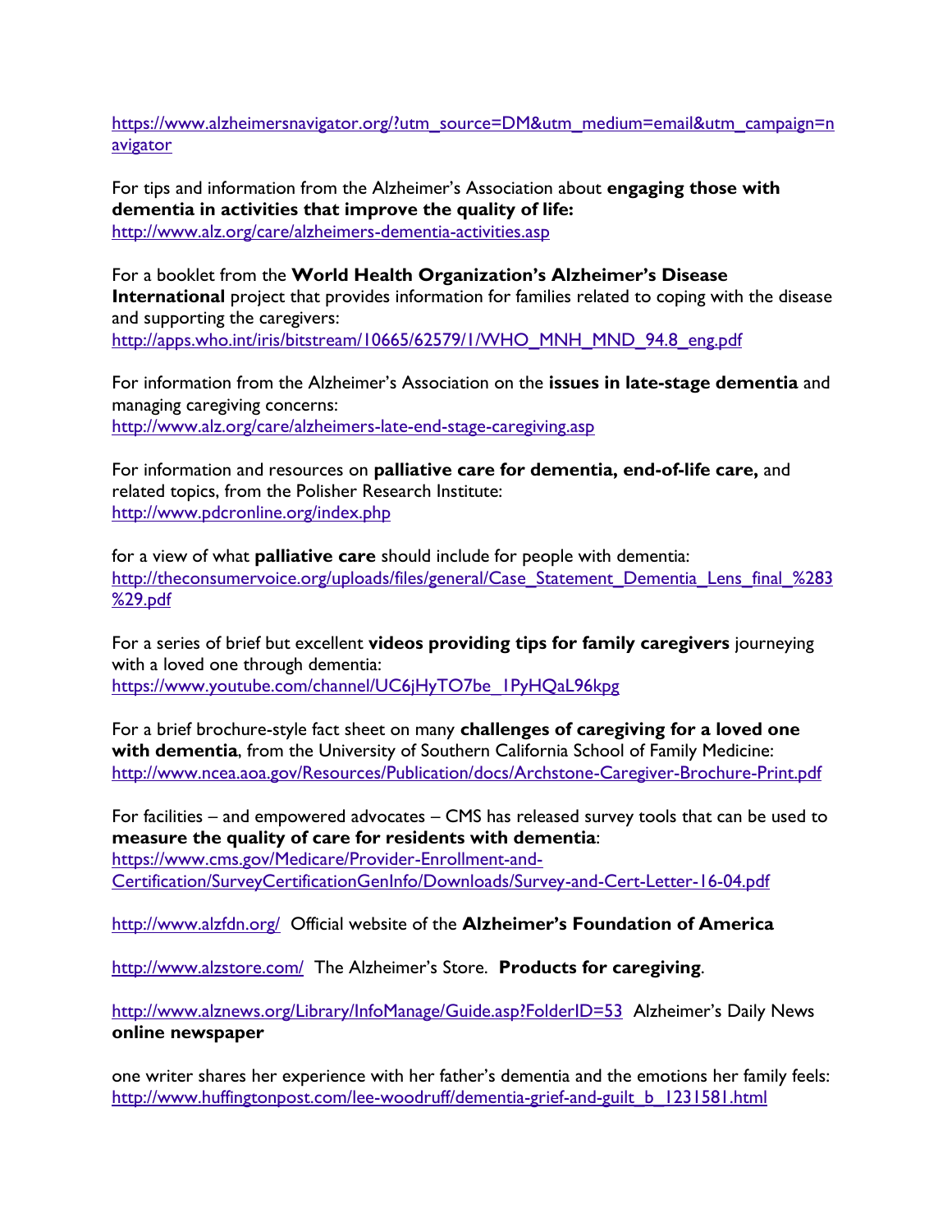https://www.alzheimersnavigator.org/?utm_source=DM&utm_medium=email&utm_campaign=navigator

For tips and information from the Alzheimer's Association about **engaging those with dementia in activities that improve the quality of life:**
http://www.alz.org/care/alzheimers-dementia-activities.asp

For a booklet from the **World Health Organization's Alzheimer's Disease International** project that provides information for families related to coping with the disease and supporting the caregivers:
http://apps.who.int/iris/bitstream/10665/62579/1/WHO_MNH_MND_94.8_eng.pdf

For information from the Alzheimer's Association on the **issues in late-stage dementia** and managing caregiving concerns:
http://www.alz.org/care/alzheimers-late-end-stage-caregiving.asp

For information and resources on **palliative care for dementia, end-of-life care,** and related topics, from the Polisher Research Institute:
http://www.pdcronline.org/index.php

for a view of what **palliative care** should include for people with dementia:
http://theconsumervoice.org/uploads/files/general/Case_Statement_Dementia_Lens_final_%283%29.pdf

For a series of brief but excellent **videos providing tips for family caregivers** journeying with a loved one through dementia:
https://www.youtube.com/channel/UC6jHyTO7be_1PyHQaL96kpg

For a brief brochure-style fact sheet on many **challenges of caregiving for a loved one with dementia**, from the University of Southern California School of Family Medicine:
http://www.ncea.aoa.gov/Resources/Publication/docs/Archstone-Caregiver-Brochure-Print.pdf

For facilities – and empowered advocates – CMS has released survey tools that can be used to **measure the quality of care for residents with dementia**:
https://www.cms.gov/Medicare/Provider-Enrollment-and-Certification/SurveyCertificationGenInfo/Downloads/Survey-and-Cert-Letter-16-04.pdf

http://www.alzfdn.org/ Official website of the **Alzheimer's Foundation of America**

http://www.alzstore.com/ The Alzheimer's Store. **Products for caregiving**.

http://www.alznews.org/Library/InfoManage/Guide.asp?FolderID=53 Alzheimer's Daily News **online newspaper**

one writer shares her experience with her father's dementia and the emotions her family feels:
http://www.huffingtonpost.com/lee-woodruff/dementia-grief-and-guilt_b_1231581.html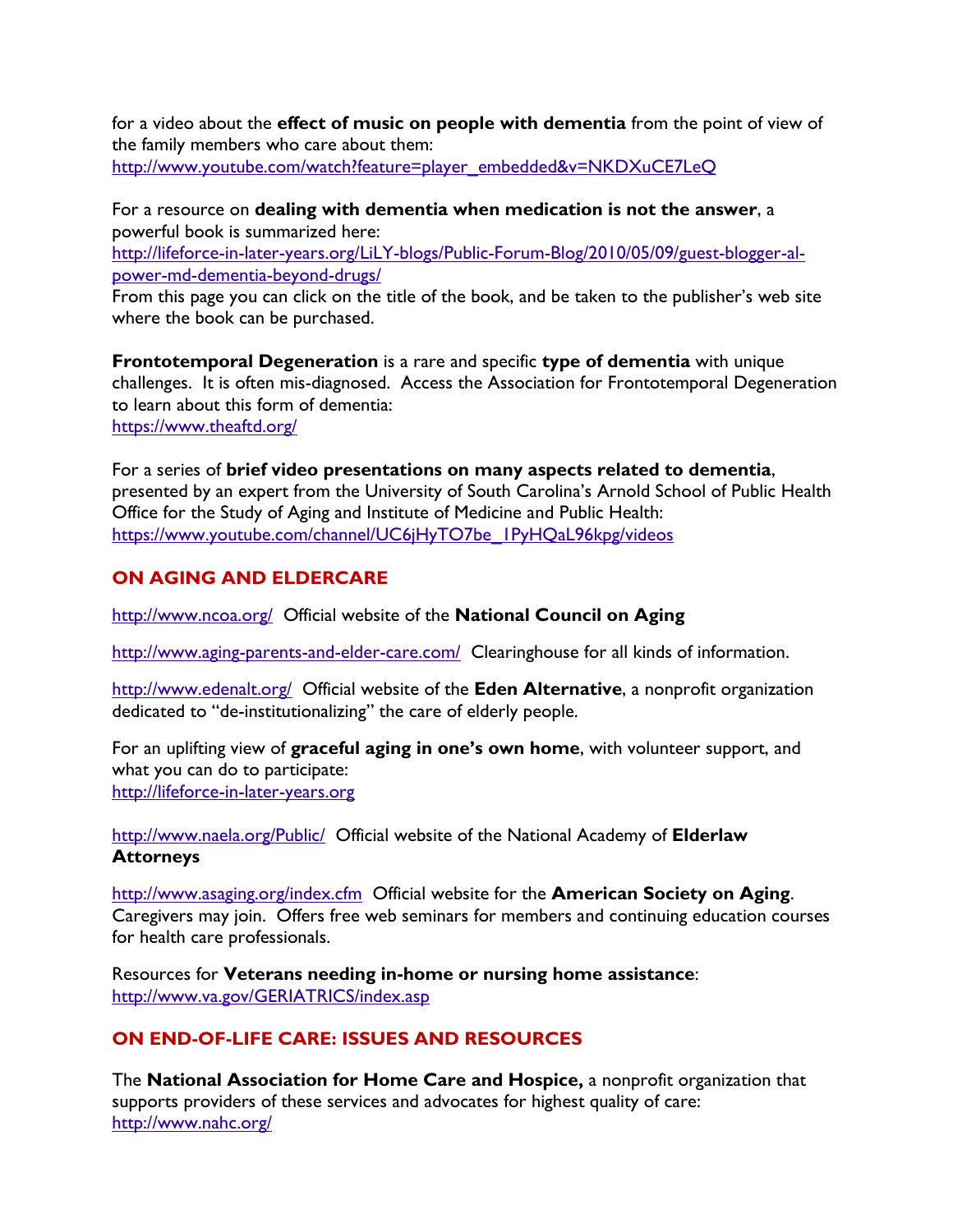for a video about the **effect of music on people with dementia** from the point of view of the family members who care about them:
http://www.youtube.com/watch?feature=player_embedded&v=NKDXuCE7LeQ

For a resource on **dealing with dementia when medication is not the answer**, a powerful book is summarized here:
http://lifeforce-in-later-years.org/LiLY-blogs/Public-Forum-Blog/2010/05/09/guest-blogger-al-power-md-dementia-beyond-drugs/
From this page you can click on the title of the book, and be taken to the publisher's web site where the book can be purchased.

**Frontotemporal Degeneration** is a rare and specific **type of dementia** with unique challenges. It is often mis-diagnosed. Access the Association for Frontotemporal Degeneration to learn about this form of dementia:
https://www.theaftd.org/

For a series of **brief video presentations on many aspects related to dementia**, presented by an expert from the University of South Carolina's Arnold School of Public Health Office for the Study of Aging and Institute of Medicine and Public Health:
https://www.youtube.com/channel/UC6jHyTO7be_1PyHQaL96kpg/videos

## ON AGING AND ELDERCARE

http://www.ncoa.org/ Official website of the **National Council on Aging**

http://www.aging-parents-and-elder-care.com/ Clearinghouse for all kinds of information.

http://www.edenalt.org/ Official website of the **Eden Alternative**, a nonprofit organization dedicated to "de-institutionalizing" the care of elderly people.

For an uplifting view of **graceful aging in one's own home**, with volunteer support, and what you can do to participate:
http://lifeforce-in-later-years.org

http://www.naela.org/Public/ Official website of the National Academy of **Elderlaw Attorneys**

http://www.asaging.org/index.cfm Official website for the **American Society on Aging**. Caregivers may join. Offers free web seminars for members and continuing education courses for health care professionals.

Resources for **Veterans needing in-home or nursing home assistance**:
http://www.va.gov/GERIATRICS/index.asp

## ON END-OF-LIFE CARE: ISSUES AND RESOURCES

The **National Association for Home Care and Hospice,** a nonprofit organization that supports providers of these services and advocates for highest quality of care:
http://www.nahc.org/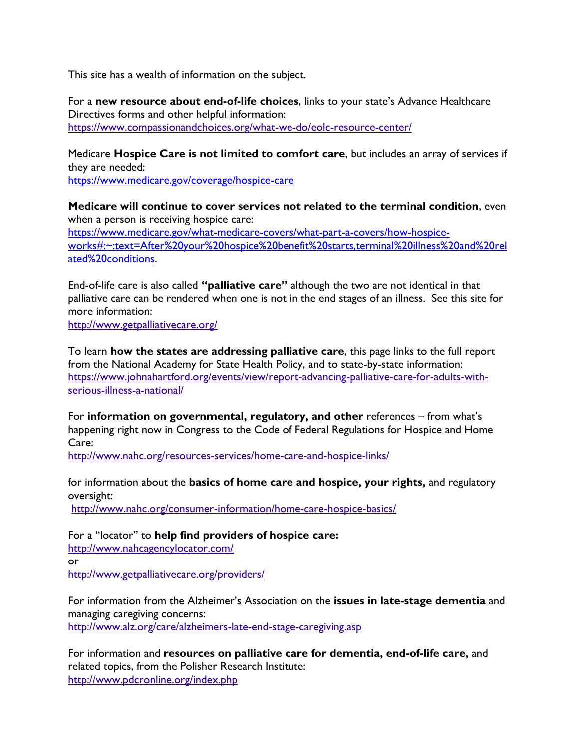This site has a wealth of information on the subject.

For a **new resource about end-of-life choices**, links to your state's Advance Healthcare Directives forms and other helpful information:
https://www.compassionandchoices.org/what-we-do/eolc-resource-center/

Medicare **Hospice Care is not limited to comfort care**, but includes an array of services if they are needed:
https://www.medicare.gov/coverage/hospice-care

**Medicare will continue to cover services not related to the terminal condition**, even when a person is receiving hospice care:
https://www.medicare.gov/what-medicare-covers/what-part-a-covers/how-hospice-works#:~:text=After%20your%20hospice%20benefit%20starts,terminal%20illness%20and%20related%20conditions.

End-of-life care is also called **"palliative care"** although the two are not identical in that palliative care can be rendered when one is not in the end stages of an illness. See this site for more information:
http://www.getpalliativecare.org/

To learn **how the states are addressing palliative care**, this page links to the full report from the National Academy for State Health Policy, and to state-by-state information:
https://www.johnahartford.org/events/view/report-advancing-palliative-care-for-adults-with-serious-illness-a-national/

For **information on governmental, regulatory, and other** references – from what's happening right now in Congress to the Code of Federal Regulations for Hospice and Home Care:
http://www.nahc.org/resources-services/home-care-and-hospice-links/

for information about the **basics of home care and hospice, your rights,** and regulatory oversight:
http://www.nahc.org/consumer-information/home-care-hospice-basics/

For a "locator" to **help find providers of hospice care:**
http://www.nahcagencylocator.com/
or
http://www.getpalliativecare.org/providers/

For information from the Alzheimer's Association on the **issues in late-stage dementia** and managing caregiving concerns:
http://www.alz.org/care/alzheimers-late-end-stage-caregiving.asp

For information and **resources on palliative care for dementia, end-of-life care,** and related topics, from the Polisher Research Institute:
http://www.pdcronline.org/index.php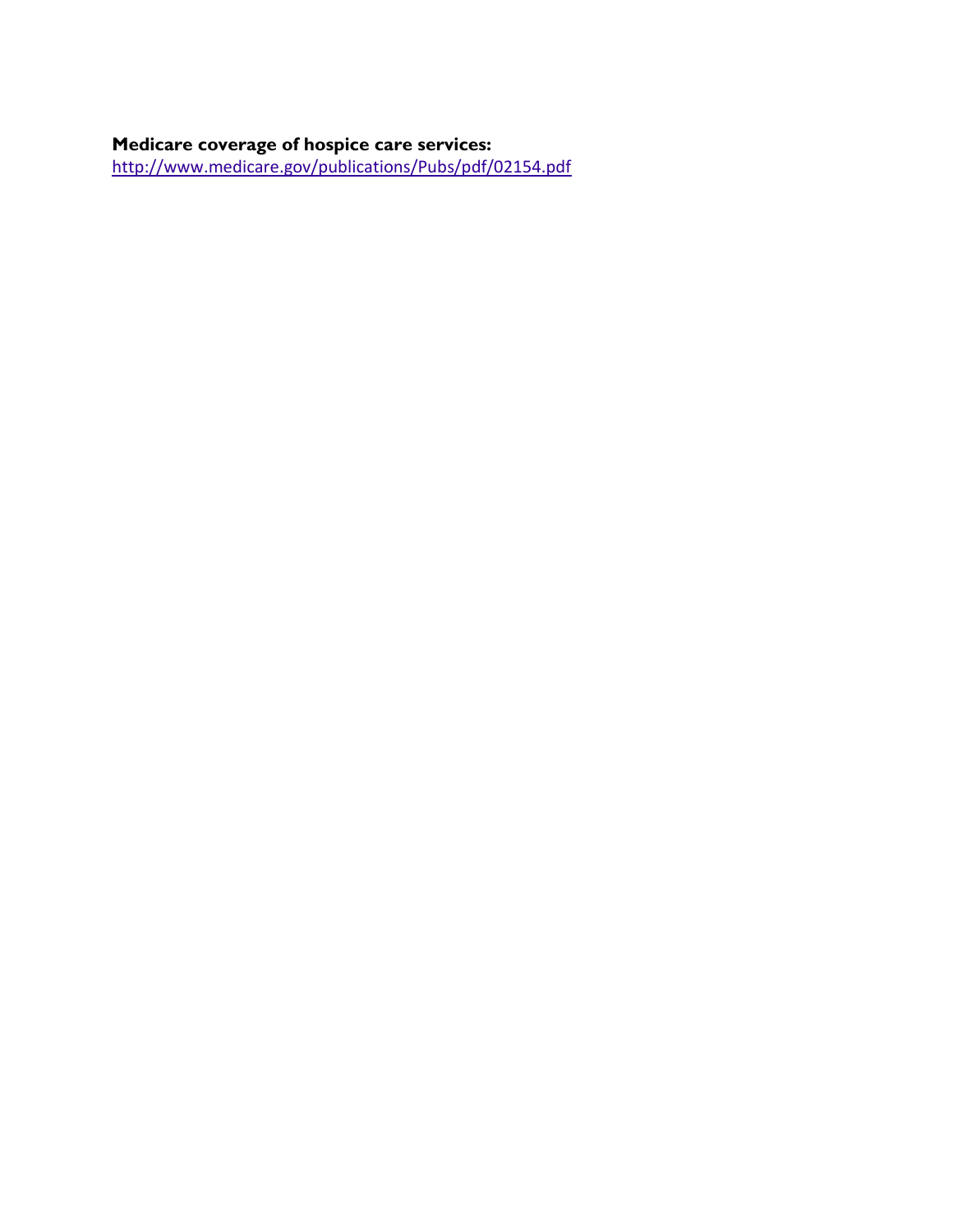**Medicare coverage of hospice care services:**
http://www.medicare.gov/publications/Pubs/pdf/02154.pdf